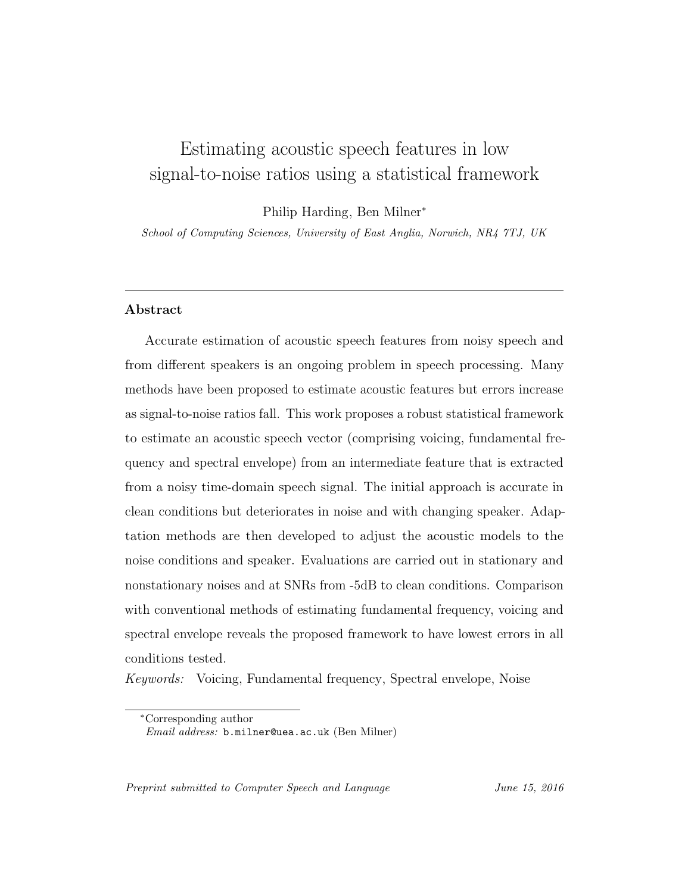# Estimating acoustic speech features in low signal-to-noise ratios using a statistical framework

Philip Harding, Ben Milner*

*School of Computing Sciences, University of East Anglia, Norwich, NR4 7TJ, UK*

---

## Abstract

Accurate estimation of acoustic speech features from noisy speech and from different speakers is an ongoing problem in speech processing. Many methods have been proposed to estimate acoustic features but errors increase as signal-to-noise ratios fall. This work proposes a robust statistical framework to estimate an acoustic speech vector (comprising voicing, fundamental frequency and spectral envelope) from an intermediate feature that is extracted from a noisy time-domain speech signal. The initial approach is accurate in clean conditions but deteriorates in noise and with changing speaker. Adaptation methods are then developed to adjust the acoustic models to the noise conditions and speaker. Evaluations are carried out in stationary and nonstationary noises and at SNRs from -5dB to clean conditions. Comparison with conventional methods of estimating fundamental frequency, voicing and spectral envelope reveals the proposed framework to have lowest errors in all conditions tested.

*Keywords:* Voicing, Fundamental frequency, Spectral envelope, Noise

---

*Corresponding author
*Email address:* b.milner@uea.ac.uk (Ben Milner)

*Preprint submitted to Computer Speech and Language* *June 15, 2016*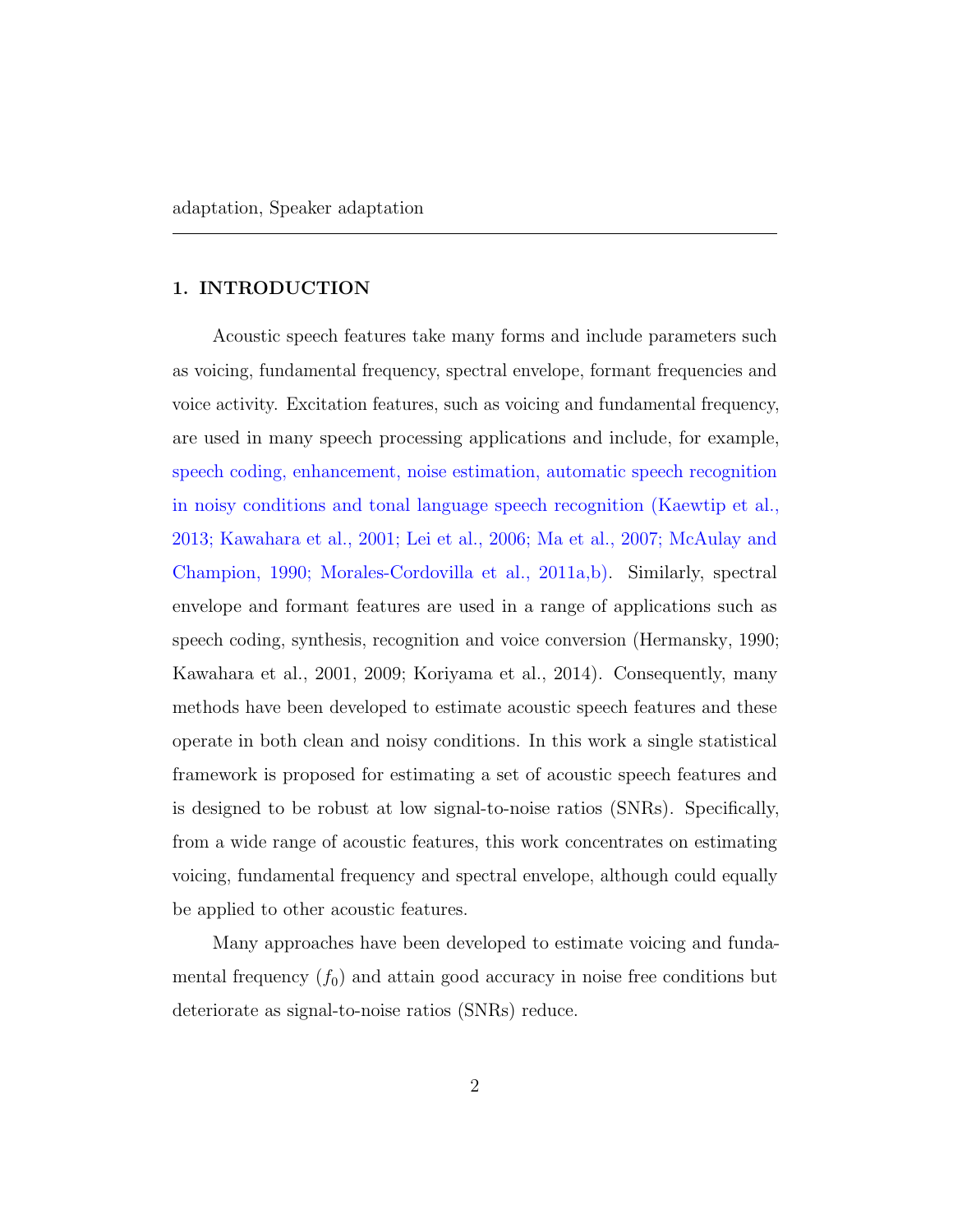adaptation, Speaker adaptation

---

## 1. INTRODUCTION

Acoustic speech features take many forms and include parameters such as voicing, fundamental frequency, spectral envelope, formant frequencies and voice activity. Excitation features, such as voicing and fundamental frequency, are used in many speech processing applications and include, for example, speech coding, enhancement, noise estimation, automatic speech recognition in noisy conditions and tonal language speech recognition (Kaewtip et al., 2013; Kawahara et al., 2001; Lei et al., 2006; Ma et al., 2007; McAulay and Champion, 1990; Morales-Cordovilla et al., 2011a,b). Similarly, spectral envelope and formant features are used in a range of applications such as speech coding, synthesis, recognition and voice conversion (Hermansky, 1990; Kawahara et al., 2001, 2009; Koriyama et al., 2014). Consequently, many methods have been developed to estimate acoustic speech features and these operate in both clean and noisy conditions. In this work a single statistical framework is proposed for estimating a set of acoustic speech features and is designed to be robust at low signal-to-noise ratios (SNRs). Specifically, from a wide range of acoustic features, this work concentrates on estimating voicing, fundamental frequency and spectral envelope, although could equally be applied to other acoustic features.

Many approaches have been developed to estimate voicing and fundamental frequency ($f_0$) and attain good accuracy in noise free conditions but deteriorate as signal-to-noise ratios (SNRs) reduce.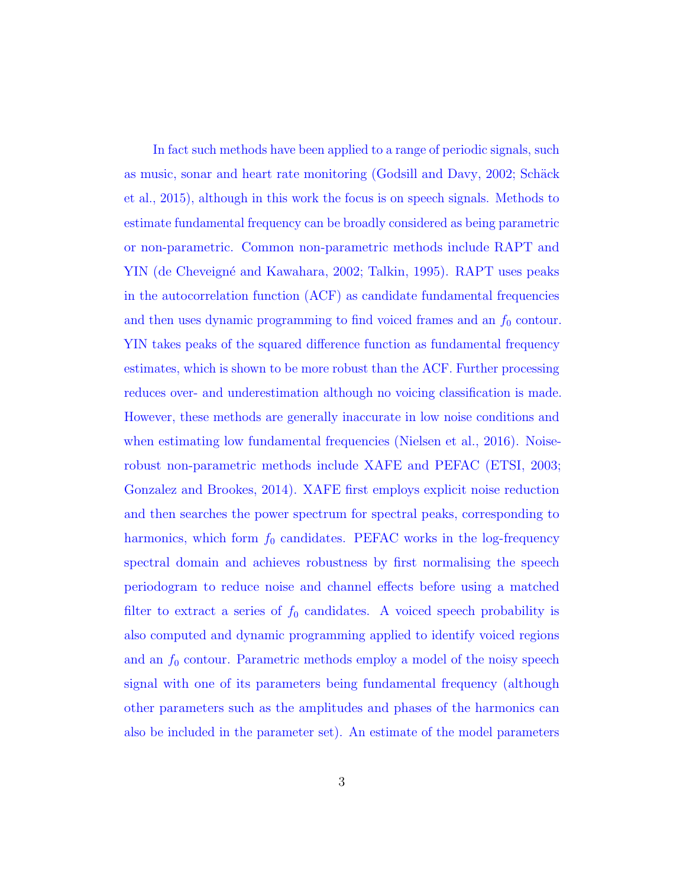In fact such methods have been applied to a range of periodic signals, such as music, sonar and heart rate monitoring (Godsill and Davy, 2002; Schäck et al., 2015), although in this work the focus is on speech signals. Methods to estimate fundamental frequency can be broadly considered as being parametric or non-parametric. Common non-parametric methods include RAPT and YIN (de Cheveigné and Kawahara, 2002; Talkin, 1995). RAPT uses peaks in the autocorrelation function (ACF) as candidate fundamental frequencies and then uses dynamic programming to find voiced frames and an $f_0$ contour. YIN takes peaks of the squared difference function as fundamental frequency estimates, which is shown to be more robust than the ACF. Further processing reduces over- and underestimation although no voicing classification is made. However, these methods are generally inaccurate in low noise conditions and when estimating low fundamental frequencies (Nielsen et al., 2016). Noise-robust non-parametric methods include XAFE and PEFAC (ETSI, 2003; Gonzalez and Brookes, 2014). XAFE first employs explicit noise reduction and then searches the power spectrum for spectral peaks, corresponding to harmonics, which form $f_0$ candidates. PEFAC works in the log-frequency spectral domain and achieves robustness by first normalising the speech periodogram to reduce noise and channel effects before using a matched filter to extract a series of $f_0$ candidates. A voiced speech probability is also computed and dynamic programming applied to identify voiced regions and an $f_0$ contour. Parametric methods employ a model of the noisy speech signal with one of its parameters being fundamental frequency (although other parameters such as the amplitudes and phases of the harmonics can also be included in the parameter set). An estimate of the model parameters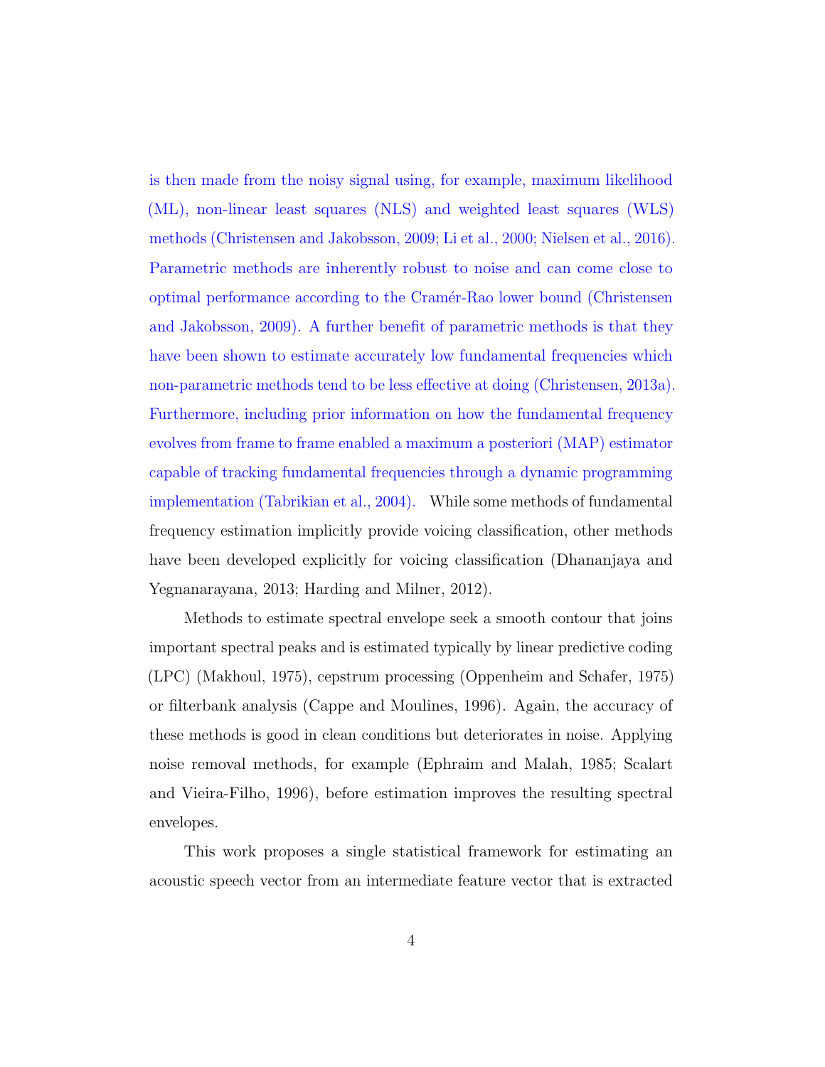is then made from the noisy signal using, for example, maximum likelihood (ML), non-linear least squares (NLS) and weighted least squares (WLS) methods (Christensen and Jakobsson, 2009; Li et al., 2000; Nielsen et al., 2016). Parametric methods are inherently robust to noise and can come close to optimal performance according to the Cramér-Rao lower bound (Christensen and Jakobsson, 2009). A further benefit of parametric methods is that they have been shown to estimate accurately low fundamental frequencies which non-parametric methods tend to be less effective at doing (Christensen, 2013a). Furthermore, including prior information on how the fundamental frequency evolves from frame to frame enabled a maximum a posteriori (MAP) estimator capable of tracking fundamental frequencies through a dynamic programming implementation (Tabrikian et al., 2004). While some methods of fundamental frequency estimation implicitly provide voicing classification, other methods have been developed explicitly for voicing classification (Dhananjaya and Yegnanarayana, 2013; Harding and Milner, 2012).

Methods to estimate spectral envelope seek a smooth contour that joins important spectral peaks and is estimated typically by linear predictive coding (LPC) (Makhoul, 1975), cepstrum processing (Oppenheim and Schafer, 1975) or filterbank analysis (Cappe and Moulines, 1996). Again, the accuracy of these methods is good in clean conditions but deteriorates in noise. Applying noise removal methods, for example (Ephraim and Malah, 1985; Scalart and Vieira-Filho, 1996), before estimation improves the resulting spectral envelopes.

This work proposes a single statistical framework for estimating an acoustic speech vector from an intermediate feature vector that is extracted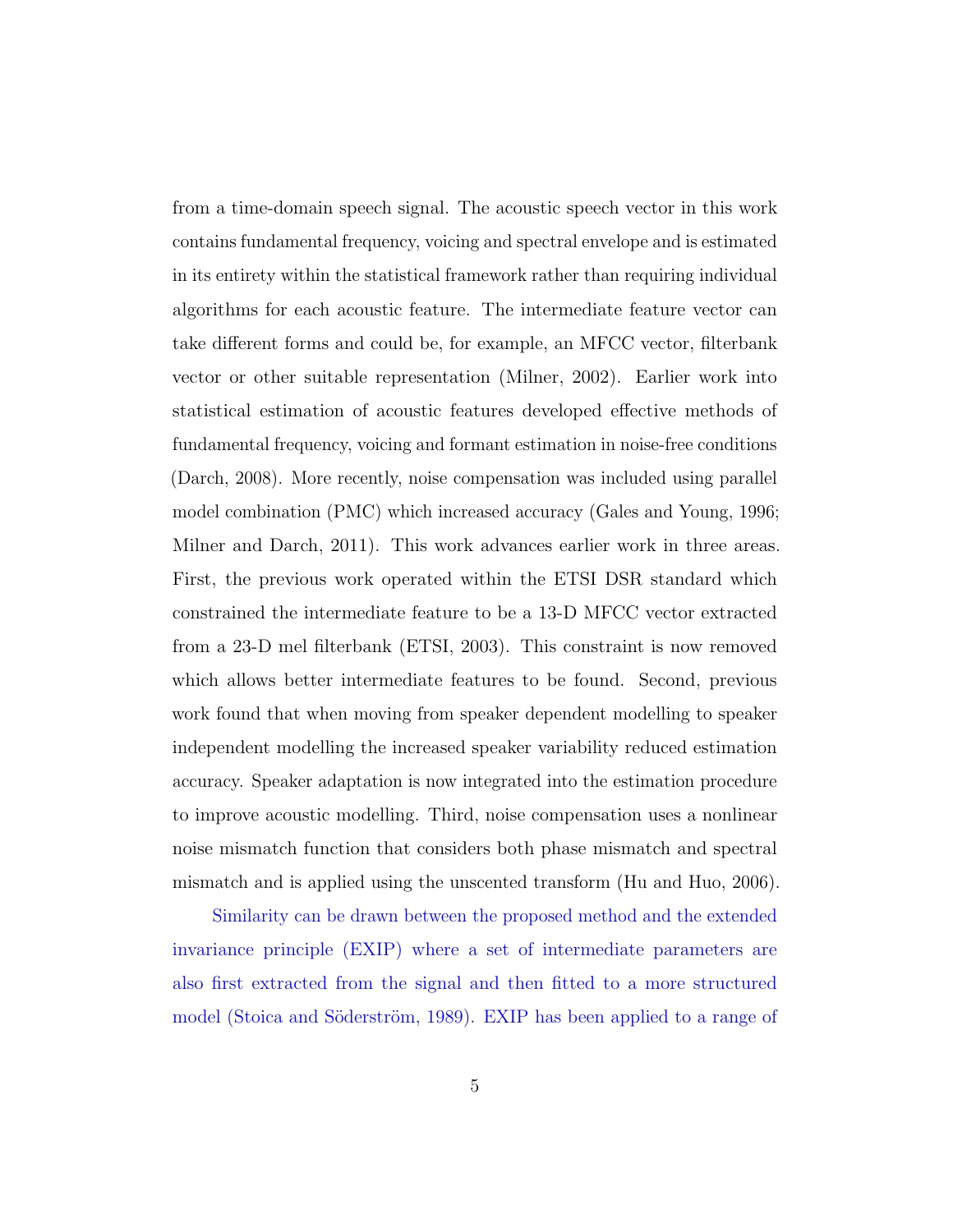from a time-domain speech signal. The acoustic speech vector in this work contains fundamental frequency, voicing and spectral envelope and is estimated in its entirety within the statistical framework rather than requiring individual algorithms for each acoustic feature. The intermediate feature vector can take different forms and could be, for example, an MFCC vector, filterbank vector or other suitable representation (Milner, 2002). Earlier work into statistical estimation of acoustic features developed effective methods of fundamental frequency, voicing and formant estimation in noise-free conditions (Darch, 2008). More recently, noise compensation was included using parallel model combination (PMC) which increased accuracy (Gales and Young, 1996; Milner and Darch, 2011). This work advances earlier work in three areas. First, the previous work operated within the ETSI DSR standard which constrained the intermediate feature to be a 13-D MFCC vector extracted from a 23-D mel filterbank (ETSI, 2003). This constraint is now removed which allows better intermediate features to be found. Second, previous work found that when moving from speaker dependent modelling to speaker independent modelling the increased speaker variability reduced estimation accuracy. Speaker adaptation is now integrated into the estimation procedure to improve acoustic modelling. Third, noise compensation uses a nonlinear noise mismatch function that considers both phase mismatch and spectral mismatch and is applied using the unscented transform (Hu and Huo, 2006).

Similarity can be drawn between the proposed method and the extended invariance principle (EXIP) where a set of intermediate parameters are also first extracted from the signal and then fitted to a more structured model (Stoica and Söderström, 1989). EXIP has been applied to a range of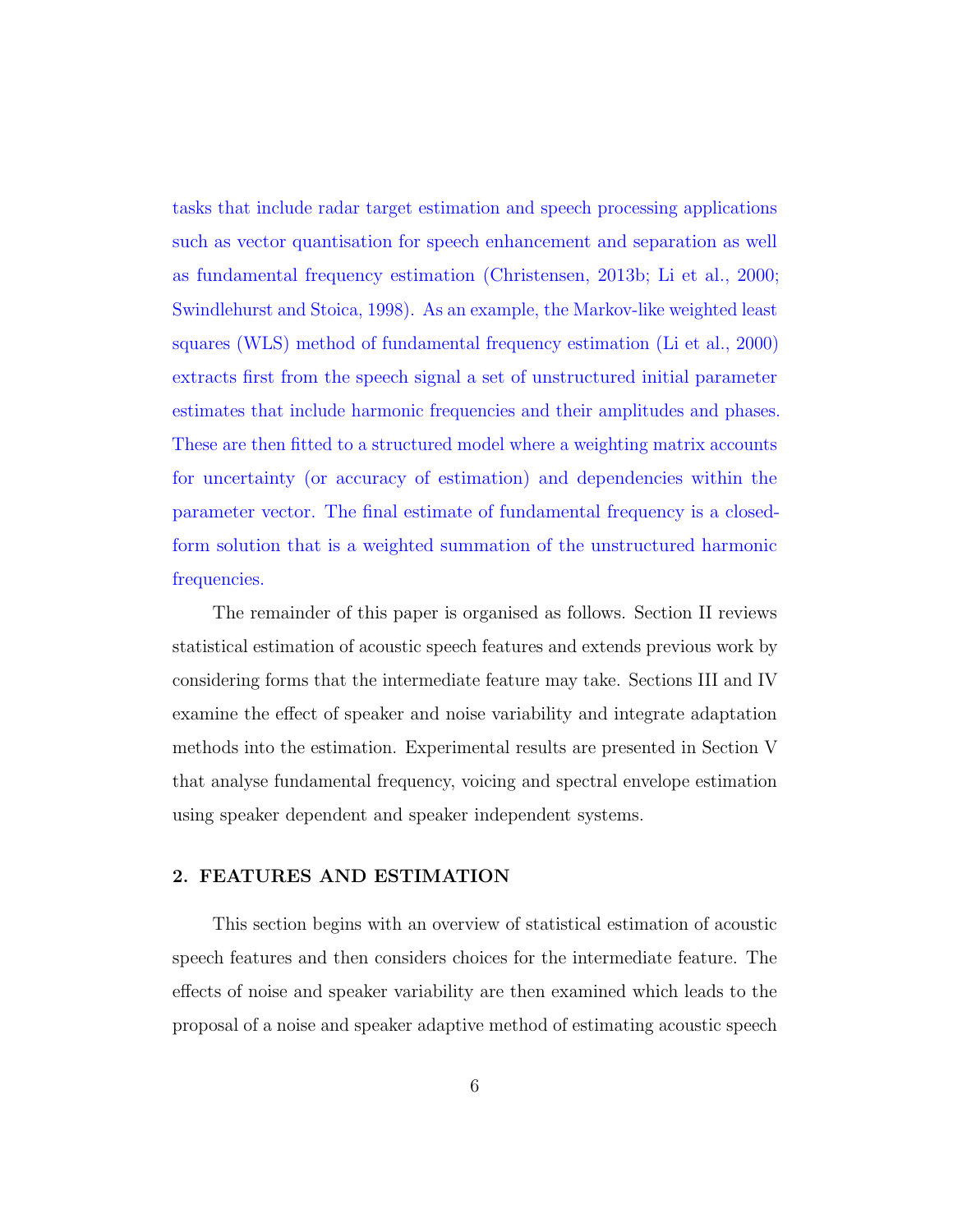tasks that include radar target estimation and speech processing applications such as vector quantisation for speech enhancement and separation as well as fundamental frequency estimation (Christensen, 2013b; Li et al., 2000; Swindlehurst and Stoica, 1998). As an example, the Markov-like weighted least squares (WLS) method of fundamental frequency estimation (Li et al., 2000) extracts first from the speech signal a set of unstructured initial parameter estimates that include harmonic frequencies and their amplitudes and phases. These are then fitted to a structured model where a weighting matrix accounts for uncertainty (or accuracy of estimation) and dependencies within the parameter vector. The final estimate of fundamental frequency is a closed-form solution that is a weighted summation of the unstructured harmonic frequencies.

The remainder of this paper is organised as follows. Section II reviews statistical estimation of acoustic speech features and extends previous work by considering forms that the intermediate feature may take. Sections III and IV examine the effect of speaker and noise variability and integrate adaptation methods into the estimation. Experimental results are presented in Section V that analyse fundamental frequency, voicing and spectral envelope estimation using speaker dependent and speaker independent systems.

## 2. FEATURES AND ESTIMATION

This section begins with an overview of statistical estimation of acoustic speech features and then considers choices for the intermediate feature. The effects of noise and speaker variability are then examined which leads to the proposal of a noise and speaker adaptive method of estimating acoustic speech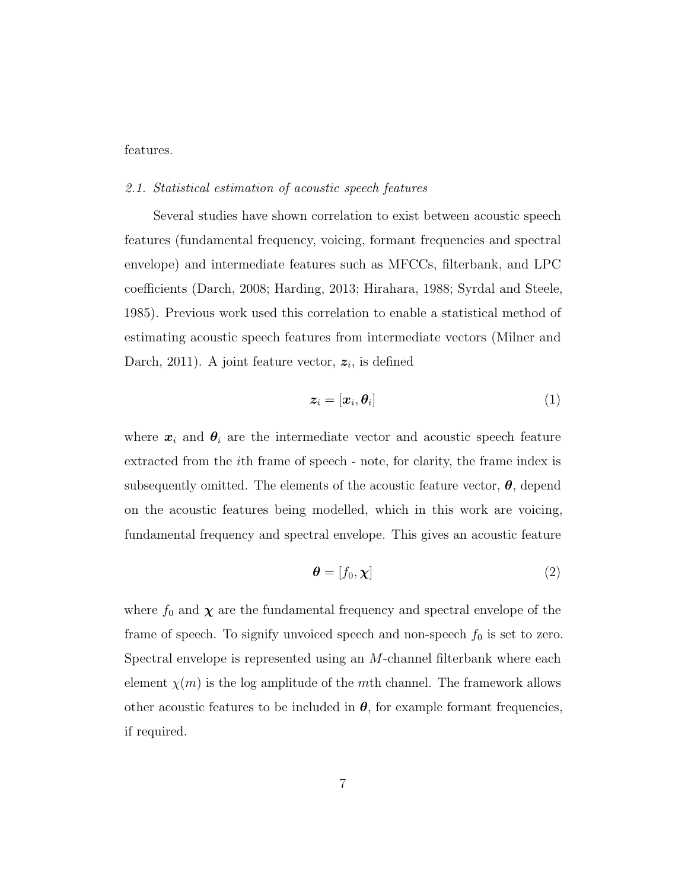features.

### *2.1. Statistical estimation of acoustic speech features*

Several studies have shown correlation to exist between acoustic speech features (fundamental frequency, voicing, formant frequencies and spectral envelope) and intermediate features such as MFCCs, filterbank, and LPC coefficients (Darch, 2008; Harding, 2013; Hirahara, 1988; Syrdal and Steele, 1985). Previous work used this correlation to enable a statistical method of estimating acoustic speech features from intermediate vectors (Milner and Darch, 2011). A joint feature vector, $\boldsymbol{z}_i$, is defined

$$\boldsymbol{z}_i = [\boldsymbol{x}_i, \boldsymbol{\theta}_i] \tag{1}$$

where $\boldsymbol{x}_i$ and $\boldsymbol{\theta}_i$ are the intermediate vector and acoustic speech feature extracted from the $i$th frame of speech - note, for clarity, the frame index is subsequently omitted. The elements of the acoustic feature vector, $\boldsymbol{\theta}$, depend on the acoustic features being modelled, which in this work are voicing, fundamental frequency and spectral envelope. This gives an acoustic feature

$$\boldsymbol{\theta} = [f_0, \boldsymbol{\chi}] \tag{2}$$

where $f_0$ and $\boldsymbol{\chi}$ are the fundamental frequency and spectral envelope of the frame of speech. To signify unvoiced speech and non-speech $f_0$ is set to zero. Spectral envelope is represented using an $M$-channel filterbank where each element $\chi(m)$ is the log amplitude of the $m$th channel. The framework allows other acoustic features to be included in $\boldsymbol{\theta}$, for example formant frequencies, if required.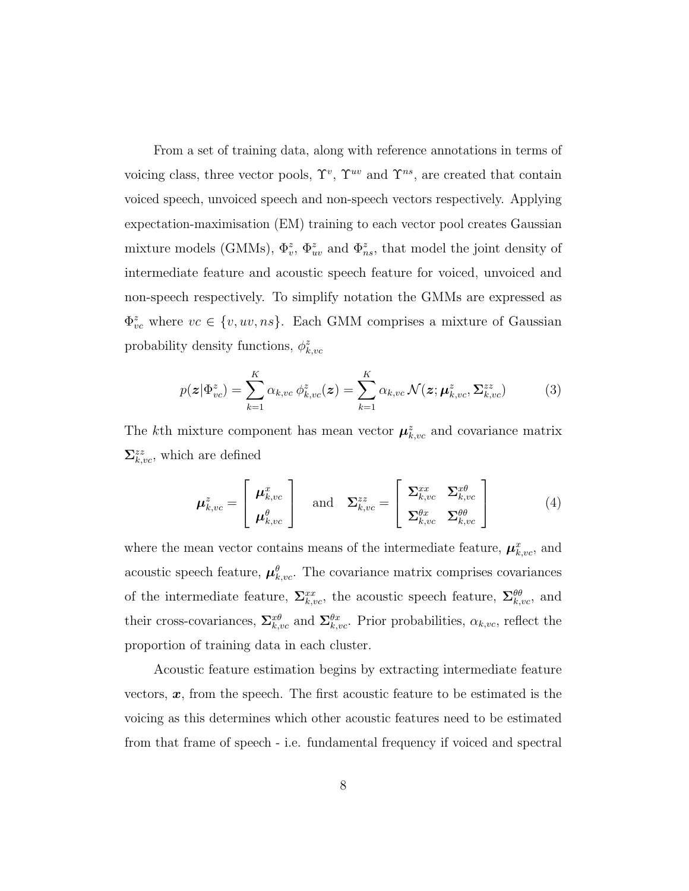From a set of training data, along with reference annotations in terms of voicing class, three vector pools, $\Upsilon^{v}$, $\Upsilon^{uv}$ and $\Upsilon^{ns}$, are created that contain voiced speech, unvoiced speech and non-speech vectors respectively. Applying expectation-maximisation (EM) training to each vector pool creates Gaussian mixture models (GMMs), $\Phi^{z}_{v}$, $\Phi^{z}_{uv}$ and $\Phi^{z}_{ns}$, that model the joint density of intermediate feature and acoustic speech feature for voiced, unvoiced and non-speech respectively. To simplify notation the GMMs are expressed as $\Phi^{z}_{vc}$ where $vc \in \{v, uv, ns\}$. Each GMM comprises a mixture of Gaussian probability density functions, $\phi^{z}_{k,vc}$

$$p(\boldsymbol{z}|\Phi^{z}_{vc}) = \sum_{k=1}^{K} \alpha_{k,vc}\, \phi^{z}_{k,vc}(\boldsymbol{z}) = \sum_{k=1}^{K} \alpha_{k,vc}\, \mathcal{N}(\boldsymbol{z}; \boldsymbol{\mu}^{z}_{k,vc}, \boldsymbol{\Sigma}^{zz}_{k,vc}) \tag{3}$$

The $k$th mixture component has mean vector $\boldsymbol{\mu}^{z}_{k,vc}$ and covariance matrix $\boldsymbol{\Sigma}^{zz}_{k,vc}$, which are defined

$$\boldsymbol{\mu}^{z}_{k,vc} = \begin{bmatrix} \boldsymbol{\mu}^{x}_{k,vc} \\ \boldsymbol{\mu}^{\theta}_{k,vc} \end{bmatrix} \quad \text{and} \quad \boldsymbol{\Sigma}^{zz}_{k,vc} = \begin{bmatrix} \boldsymbol{\Sigma}^{xx}_{k,vc} & \boldsymbol{\Sigma}^{x\theta}_{k,vc} \\ \boldsymbol{\Sigma}^{\theta x}_{k,vc} & \boldsymbol{\Sigma}^{\theta\theta}_{k,vc} \end{bmatrix} \tag{4}$$

where the mean vector contains means of the intermediate feature, $\boldsymbol{\mu}^{x}_{k,vc}$, and acoustic speech feature, $\boldsymbol{\mu}^{\theta}_{k,vc}$. The covariance matrix comprises covariances of the intermediate feature, $\boldsymbol{\Sigma}^{xx}_{k,vc}$, the acoustic speech feature, $\boldsymbol{\Sigma}^{\theta\theta}_{k,vc}$, and their cross-covariances, $\boldsymbol{\Sigma}^{x\theta}_{k,vc}$ and $\boldsymbol{\Sigma}^{\theta x}_{k,vc}$. Prior probabilities, $\alpha_{k,vc}$, reflect the proportion of training data in each cluster.

Acoustic feature estimation begins by extracting intermediate feature vectors, $\boldsymbol{x}$, from the speech. The first acoustic feature to be estimated is the voicing as this determines which other acoustic features need to be estimated from that frame of speech - i.e. fundamental frequency if voiced and spectral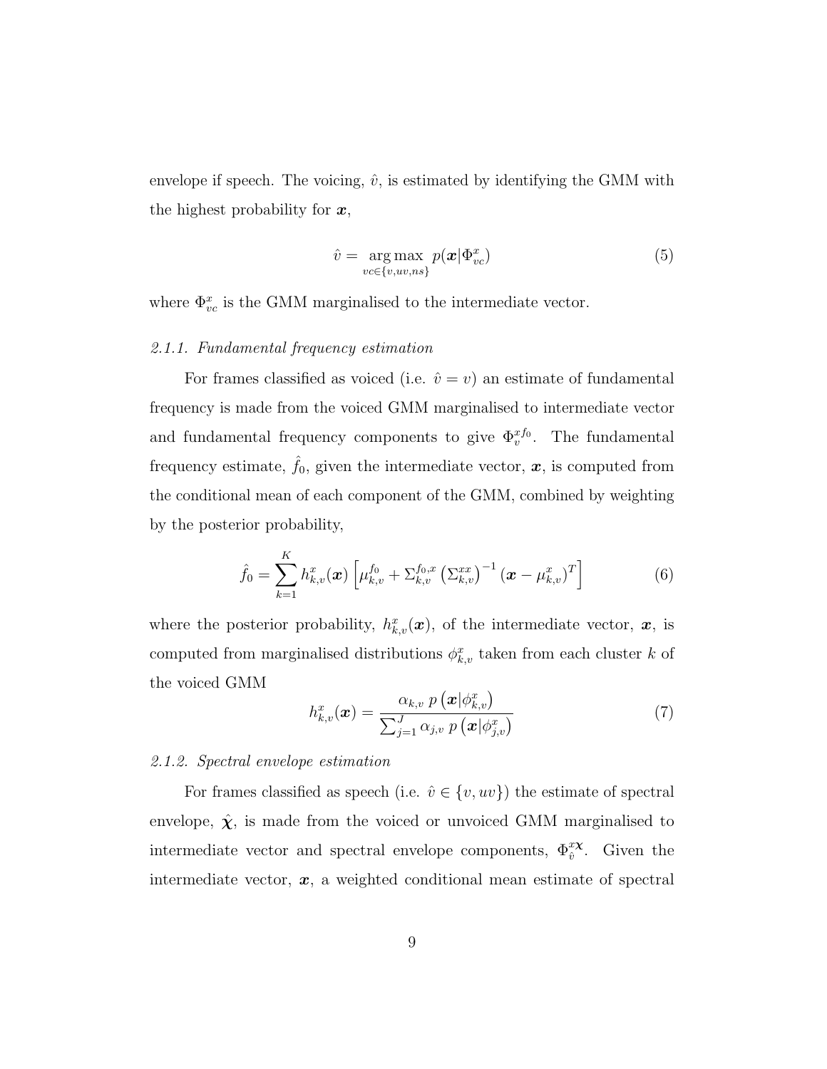envelope if speech. The voicing, $\hat{v}$, is estimated by identifying the GMM with the highest probability for $\boldsymbol{x}$,

$$\hat{v} = \underset{vc \in \{v, uv, ns\}}{\arg\max} \; p(\boldsymbol{x}|\Phi^{x}_{vc}) \tag{5}$$

where $\Phi^{x}_{vc}$ is the GMM marginalised to the intermediate vector.

#### *2.1.1. Fundamental frequency estimation*

For frames classified as voiced (i.e. $\hat{v} = v$) an estimate of fundamental frequency is made from the voiced GMM marginalised to intermediate vector and fundamental frequency components to give $\Phi^{xf_0}_{v}$. The fundamental frequency estimate, $\hat{f}_0$, given the intermediate vector, $\boldsymbol{x}$, is computed from the conditional mean of each component of the GMM, combined by weighting by the posterior probability,

$$\hat{f}_0 = \sum_{k=1}^{K} h^{x}_{k,v}(\boldsymbol{x}) \left[ \mu^{f_0}_{k,v} + \Sigma^{f_0,x}_{k,v} \left( \Sigma^{xx}_{k,v} \right)^{-1} (\boldsymbol{x} - \mu^{x}_{k,v})^{T} \right] \tag{6}$$

where the posterior probability, $h^{x}_{k,v}(\boldsymbol{x})$, of the intermediate vector, $\boldsymbol{x}$, is computed from marginalised distributions $\phi^{x}_{k,v}$ taken from each cluster $k$ of the voiced GMM

$$h^{x}_{k,v}(\boldsymbol{x}) = \frac{\alpha_{k,v} \; p\left(\boldsymbol{x}|\phi^{x}_{k,v}\right)}{\sum_{j=1}^{J} \alpha_{j,v} \; p\left(\boldsymbol{x}|\phi^{x}_{j,v}\right)} \tag{7}$$

#### *2.1.2. Spectral envelope estimation*

For frames classified as speech (i.e. $\hat{v} \in \{v, uv\}$) the estimate of spectral envelope, $\hat{\boldsymbol{\chi}}$, is made from the voiced or unvoiced GMM marginalised to intermediate vector and spectral envelope components, $\Phi^{x\boldsymbol{\chi}}_{\hat{v}}$. Given the intermediate vector, $\boldsymbol{x}$, a weighted conditional mean estimate of spectral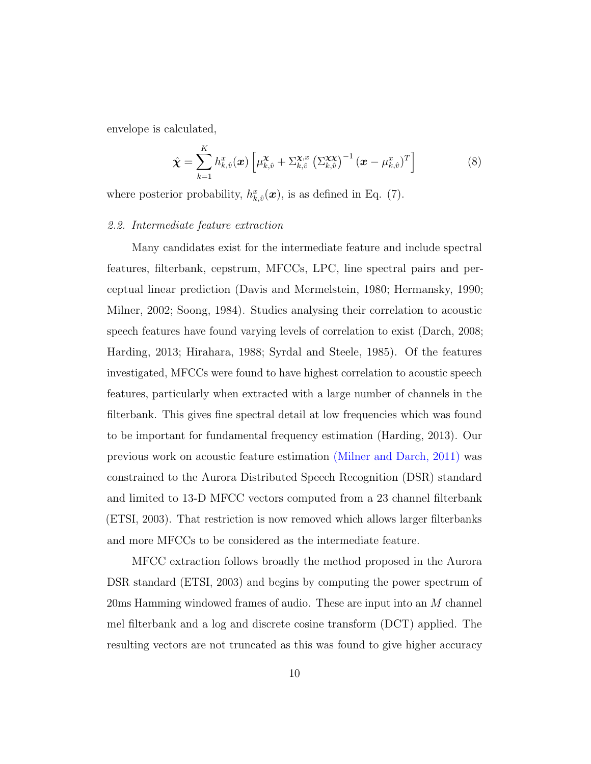envelope is calculated,

$$\hat{\boldsymbol{\chi}} = \sum_{k=1}^{K} h_{k,\hat{v}}^{x}(\boldsymbol{x}) \left[ \mu_{k,\hat{v}}^{\boldsymbol{\chi}} + \Sigma_{k,\hat{v}}^{\boldsymbol{\chi},x} \left( \Sigma_{k,\hat{v}}^{\boldsymbol{\chi}\boldsymbol{\chi}} \right)^{-1} \left( \boldsymbol{x} - \mu_{k,\hat{v}}^{x} \right)^{T} \right] \tag{8}$$

where posterior probability, $h_{k,\hat{v}}^{x}(\boldsymbol{x})$, is as defined in Eq. (7).

### *2.2. Intermediate feature extraction*

Many candidates exist for the intermediate feature and include spectral features, filterbank, cepstrum, MFCCs, LPC, line spectral pairs and perceptual linear prediction (Davis and Mermelstein, 1980; Hermansky, 1990; Milner, 2002; Soong, 1984). Studies analysing their correlation to acoustic speech features have found varying levels of correlation to exist (Darch, 2008; Harding, 2013; Hirahara, 1988; Syrdal and Steele, 1985). Of the features investigated, MFCCs were found to have highest correlation to acoustic speech features, particularly when extracted with a large number of channels in the filterbank. This gives fine spectral detail at low frequencies which was found to be important for fundamental frequency estimation (Harding, 2013). Our previous work on acoustic feature estimation (Milner and Darch, 2011) was constrained to the Aurora Distributed Speech Recognition (DSR) standard and limited to 13-D MFCC vectors computed from a 23 channel filterbank (ETSI, 2003). That restriction is now removed which allows larger filterbanks and more MFCCs to be considered as the intermediate feature.

MFCC extraction follows broadly the method proposed in the Aurora DSR standard (ETSI, 2003) and begins by computing the power spectrum of 20ms Hamming windowed frames of audio. These are input into an $M$ channel mel filterbank and a log and discrete cosine transform (DCT) applied. The resulting vectors are not truncated as this was found to give higher accuracy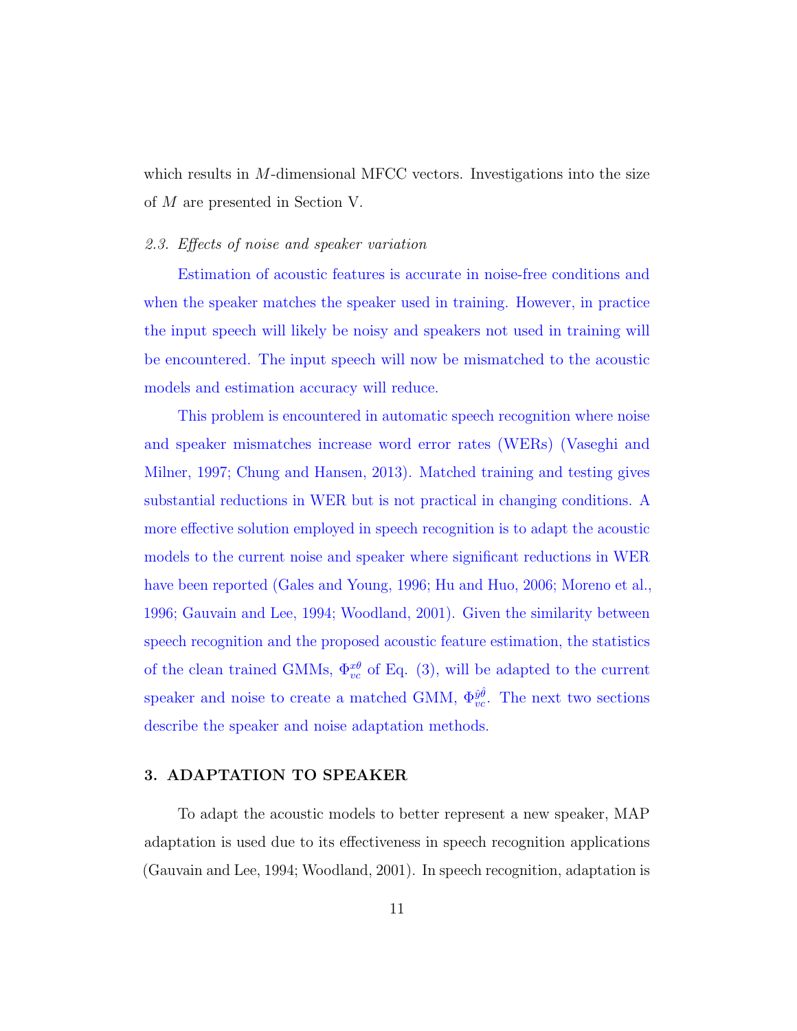which results in $M$-dimensional MFCC vectors. Investigations into the size of $M$ are presented in Section V.

### *2.3. Effects of noise and speaker variation*

Estimation of acoustic features is accurate in noise-free conditions and when the speaker matches the speaker used in training. However, in practice the input speech will likely be noisy and speakers not used in training will be encountered. The input speech will now be mismatched to the acoustic models and estimation accuracy will reduce.

This problem is encountered in automatic speech recognition where noise and speaker mismatches increase word error rates (WERs) (Vaseghi and Milner, 1997; Chung and Hansen, 2013). Matched training and testing gives substantial reductions in WER but is not practical in changing conditions. A more effective solution employed in speech recognition is to adapt the acoustic models to the current noise and speaker where significant reductions in WER have been reported (Gales and Young, 1996; Hu and Huo, 2006; Moreno et al., 1996; Gauvain and Lee, 1994; Woodland, 2001). Given the similarity between speech recognition and the proposed acoustic feature estimation, the statistics of the clean trained GMMs, $\Phi_{vc}^{x\theta}$ of Eq. (3), will be adapted to the current speaker and noise to create a matched GMM, $\Phi_{vc}^{\hat{y}\hat{\theta}}$. The next two sections describe the speaker and noise adaptation methods.

## 3. ADAPTATION TO SPEAKER

To adapt the acoustic models to better represent a new speaker, MAP adaptation is used due to its effectiveness in speech recognition applications (Gauvain and Lee, 1994; Woodland, 2001). In speech recognition, adaptation is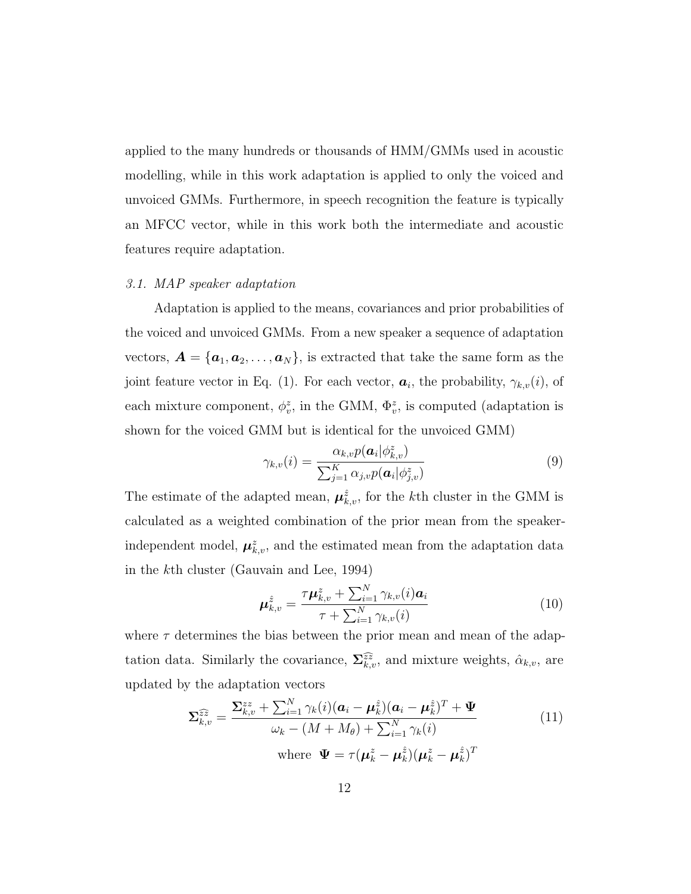applied to the many hundreds or thousands of HMM/GMMs used in acoustic modelling, while in this work adaptation is applied to only the voiced and unvoiced GMMs. Furthermore, in speech recognition the feature is typically an MFCC vector, while in this work both the intermediate and acoustic features require adaptation.

### *3.1. MAP speaker adaptation*

Adaptation is applied to the means, covariances and prior probabilities of the voiced and unvoiced GMMs. From a new speaker a sequence of adaptation vectors, $\boldsymbol{A} = \{\boldsymbol{a}_1, \boldsymbol{a}_2, \ldots, \boldsymbol{a}_N\}$, is extracted that take the same form as the joint feature vector in Eq. (1). For each vector, $\boldsymbol{a}_i$, the probability, $\gamma_{k,v}(i)$, of each mixture component, $\phi_v^z$, in the GMM, $\Phi_v^z$, is computed (adaptation is shown for the voiced GMM but is identical for the unvoiced GMM)

$$\gamma_{k,v}(i) = \frac{\alpha_{k,v} p(\boldsymbol{a}_i|\phi_{k,v}^z)}{\sum_{j=1}^{K} \alpha_{j,v} p(\boldsymbol{a}_i|\phi_{j,v}^z)} \tag{9}$$

The estimate of the adapted mean, $\boldsymbol{\mu}_{k,v}^{\hat{z}}$, for the $k$th cluster in the GMM is calculated as a weighted combination of the prior mean from the speaker-independent model, $\boldsymbol{\mu}_{k,v}^{z}$, and the estimated mean from the adaptation data in the $k$th cluster (Gauvain and Lee, 1994)

$$\boldsymbol{\mu}_{k,v}^{\hat{z}} = \frac{\tau \boldsymbol{\mu}_{k,v}^{z} + \sum_{i=1}^{N} \gamma_{k,v}(i) \boldsymbol{a}_i}{\tau + \sum_{i=1}^{N} \gamma_{k,v}(i)} \tag{10}$$

where $\tau$ determines the bias between the prior mean and mean of the adaptation data. Similarly the covariance, $\boldsymbol{\Sigma}_{k,v}^{\widehat{zz}}$, and mixture weights, $\hat{\alpha}_{k,v}$, are updated by the adaptation vectors

$$\boldsymbol{\Sigma}_{k,v}^{\widehat{zz}} = \frac{\boldsymbol{\Sigma}_{k,v}^{zz} + \sum_{i=1}^{N} \gamma_k(i)(\boldsymbol{a}_i - \boldsymbol{\mu}_k^{\hat{z}})(\boldsymbol{a}_i - \boldsymbol{\mu}_k^{\hat{z}})^T + \boldsymbol{\Psi}}{\omega_k - (M + M_\theta) + \sum_{i=1}^{N} \gamma_k(i)} \tag{11}$$

$$\text{where } \boldsymbol{\Psi} = \tau(\boldsymbol{\mu}_k^{z} - \boldsymbol{\mu}_k^{\hat{z}})(\boldsymbol{\mu}_k^{z} - \boldsymbol{\mu}_k^{\hat{z}})^T$$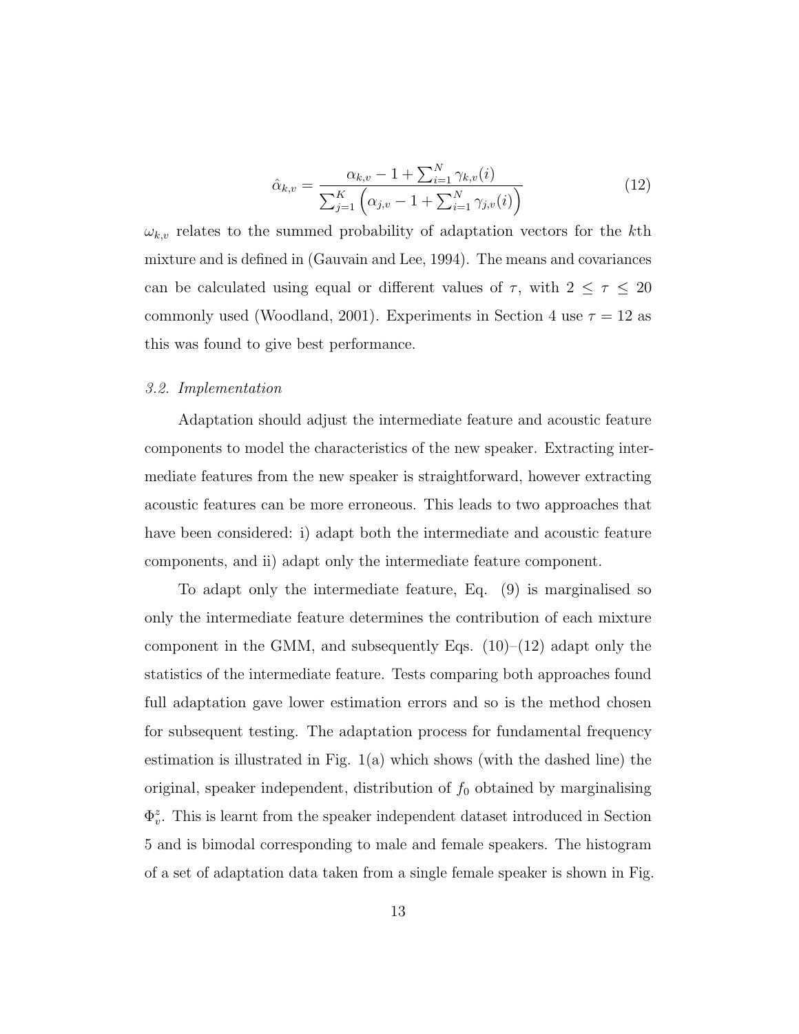$$\hat{\alpha}_{k,v} = \frac{\alpha_{k,v} - 1 + \sum_{i=1}^{N} \gamma_{k,v}(i)}{\sum_{j=1}^{K} \left( \alpha_{j,v} - 1 + \sum_{i=1}^{N} \gamma_{j,v}(i) \right)} \tag{12}$$

$\omega_{k,v}$ relates to the summed probability of adaptation vectors for the $k$th mixture and is defined in (Gauvain and Lee, 1994). The means and covariances can be calculated using equal or different values of $\tau$, with $2 \leq \tau \leq 20$ commonly used (Woodland, 2001). Experiments in Section 4 use $\tau = 12$ as this was found to give best performance.

### *3.2. Implementation*

Adaptation should adjust the intermediate feature and acoustic feature components to model the characteristics of the new speaker. Extracting intermediate features from the new speaker is straightforward, however extracting acoustic features can be more erroneous. This leads to two approaches that have been considered: i) adapt both the intermediate and acoustic feature components, and ii) adapt only the intermediate feature component.

To adapt only the intermediate feature, Eq. (9) is marginalised so only the intermediate feature determines the contribution of each mixture component in the GMM, and subsequently Eqs. (10)–(12) adapt only the statistics of the intermediate feature. Tests comparing both approaches found full adaptation gave lower estimation errors and so is the method chosen for subsequent testing. The adaptation process for fundamental frequency estimation is illustrated in Fig. 1(a) which shows (with the dashed line) the original, speaker independent, distribution of $f_0$ obtained by marginalising $\Phi_v^z$. This is learnt from the speaker independent dataset introduced in Section 5 and is bimodal corresponding to male and female speakers. The histogram of a set of adaptation data taken from a single female speaker is shown in Fig.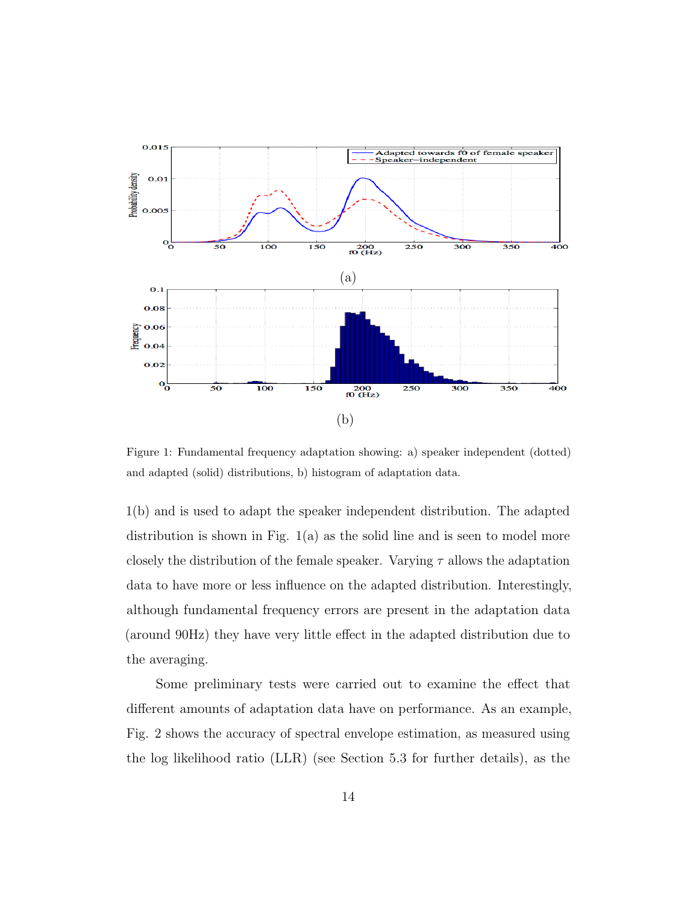Figure 1: Fundamental frequency adaptation showing: a) speaker independent (dotted) and adapted (solid) distributions, b) histogram of adaptation data.

1(b) and is used to adapt the speaker independent distribution. The adapted distribution is shown in Fig. 1(a) as the solid line and is seen to model more closely the distribution of the female speaker. Varying $\tau$ allows the adaptation data to have more or less influence on the adapted distribution. Interestingly, although fundamental frequency errors are present in the adaptation data (around 90Hz) they have very little effect in the adapted distribution due to the averaging.

Some preliminary tests were carried out to examine the effect that different amounts of adaptation data have on performance. As an example, Fig. 2 shows the accuracy of spectral envelope estimation, as measured using the log likelihood ratio (LLR) (see Section 5.3 for further details), as the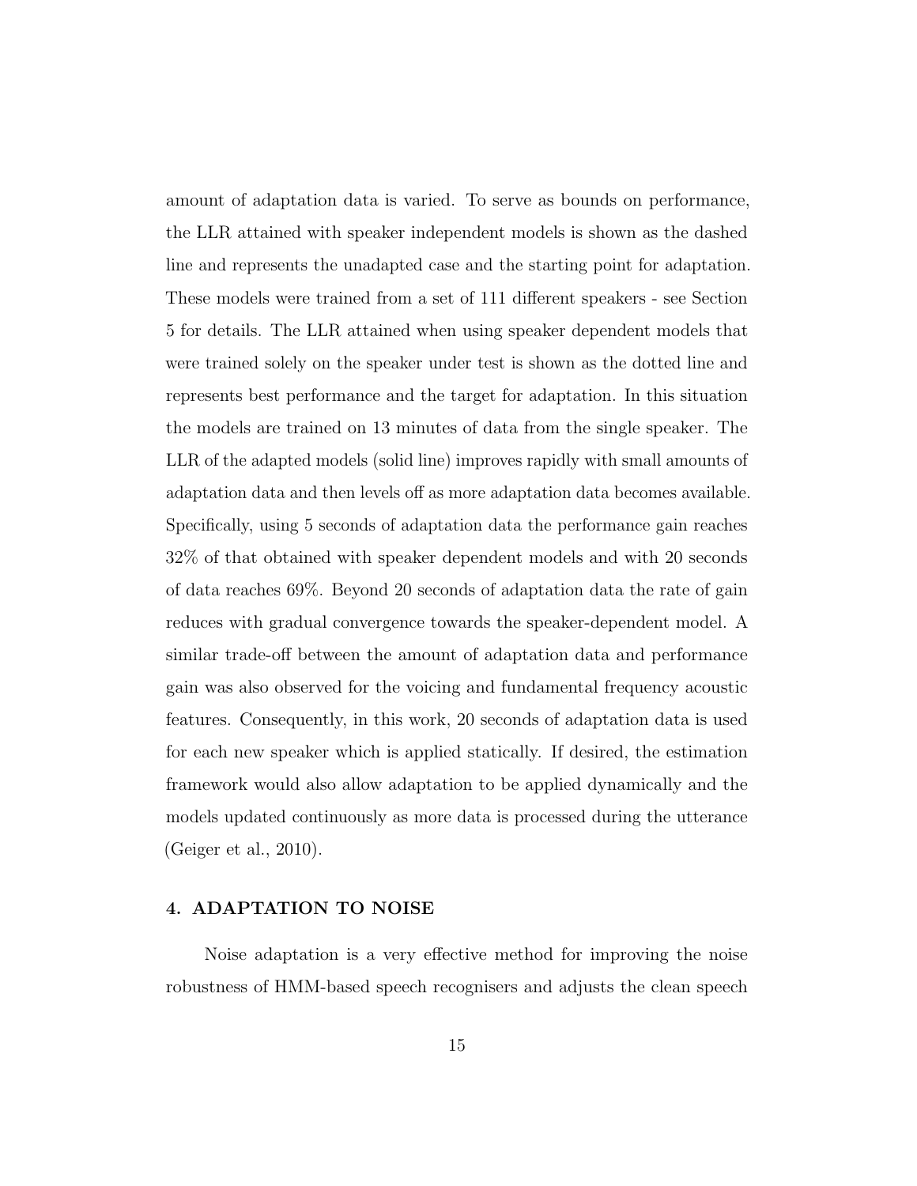amount of adaptation data is varied. To serve as bounds on performance, the LLR attained with speaker independent models is shown as the dashed line and represents the unadapted case and the starting point for adaptation. These models were trained from a set of 111 different speakers - see Section 5 for details. The LLR attained when using speaker dependent models that were trained solely on the speaker under test is shown as the dotted line and represents best performance and the target for adaptation. In this situation the models are trained on 13 minutes of data from the single speaker. The LLR of the adapted models (solid line) improves rapidly with small amounts of adaptation data and then levels off as more adaptation data becomes available. Specifically, using 5 seconds of adaptation data the performance gain reaches 32% of that obtained with speaker dependent models and with 20 seconds of data reaches 69%. Beyond 20 seconds of adaptation data the rate of gain reduces with gradual convergence towards the speaker-dependent model. A similar trade-off between the amount of adaptation data and performance gain was also observed for the voicing and fundamental frequency acoustic features. Consequently, in this work, 20 seconds of adaptation data is used for each new speaker which is applied statically. If desired, the estimation framework would also allow adaptation to be applied dynamically and the models updated continuously as more data is processed during the utterance (Geiger et al., 2010).

## 4. ADAPTATION TO NOISE

Noise adaptation is a very effective method for improving the noise robustness of HMM-based speech recognisers and adjusts the clean speech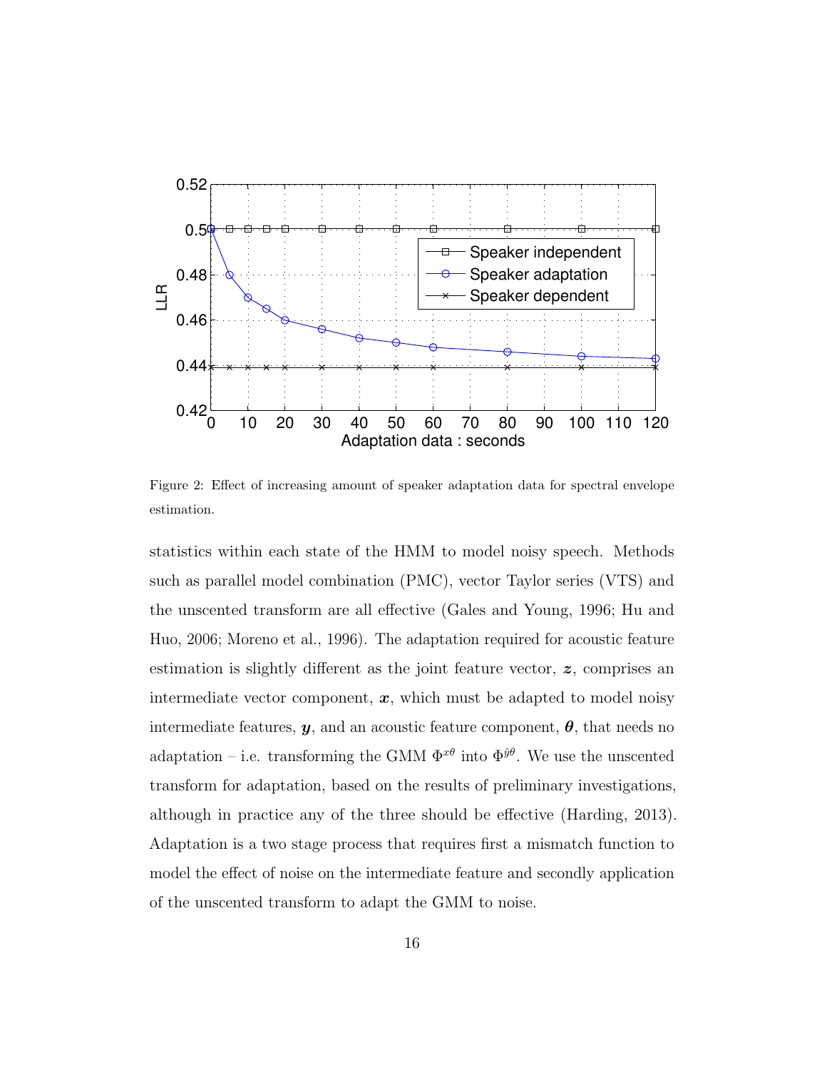Figure 2: Effect of increasing amount of speaker adaptation data for spectral envelope estimation.

statistics within each state of the HMM to model noisy speech. Methods such as parallel model combination (PMC), vector Taylor series (VTS) and the unscented transform are all effective (Gales and Young, 1996; Hu and Huo, 2006; Moreno et al., 1996). The adaptation required for acoustic feature estimation is slightly different as the joint feature vector, $\boldsymbol{z}$, comprises an intermediate vector component, $\boldsymbol{x}$, which must be adapted to model noisy intermediate features, $\boldsymbol{y}$, and an acoustic feature component, $\boldsymbol{\theta}$, that needs no adaptation – i.e. transforming the GMM $\Phi^{x\theta}$ into $\Phi^{\hat{y}\theta}$. We use the unscented transform for adaptation, based on the results of preliminary investigations, although in practice any of the three should be effective (Harding, 2013). Adaptation is a two stage process that requires first a mismatch function to model the effect of noise on the intermediate feature and secondly application of the unscented transform to adapt the GMM to noise.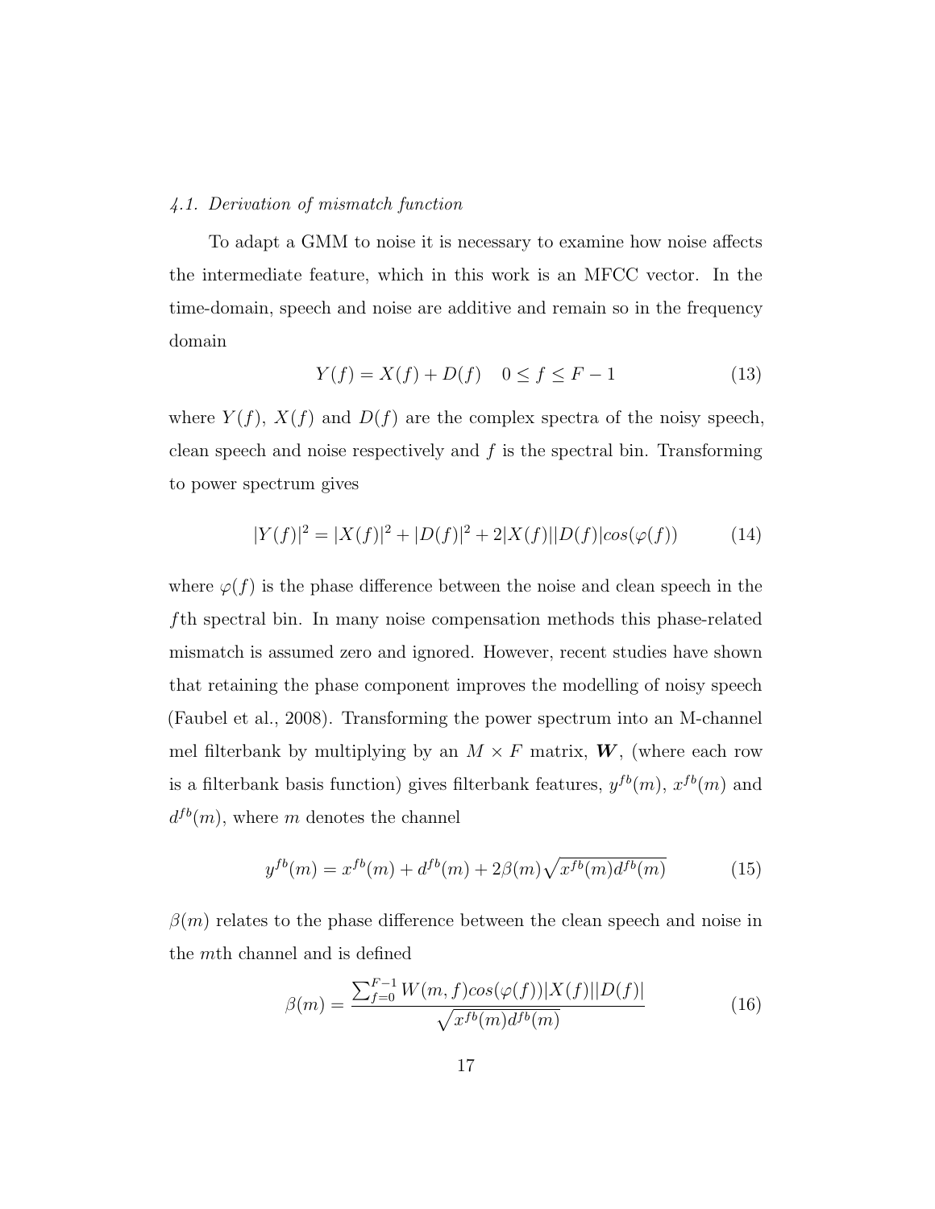### 4.1. Derivation of mismatch function

To adapt a GMM to noise it is necessary to examine how noise affects the intermediate feature, which in this work is an MFCC vector. In the time-domain, speech and noise are additive and remain so in the frequency domain

$$Y(f) = X(f) + D(f) \quad 0 \leq f \leq F-1 \tag{13}$$

where $Y(f)$, $X(f)$ and $D(f)$ are the complex spectra of the noisy speech, clean speech and noise respectively and $f$ is the spectral bin. Transforming to power spectrum gives

$$|Y(f)|^2 = |X(f)|^2 + |D(f)|^2 + 2|X(f)||D(f)|cos(\varphi(f)) \tag{14}$$

where $\varphi(f)$ is the phase difference between the noise and clean speech in the $f$th spectral bin. In many noise compensation methods this phase-related mismatch is assumed zero and ignored. However, recent studies have shown that retaining the phase component improves the modelling of noisy speech (Faubel et al., 2008). Transforming the power spectrum into an M-channel mel filterbank by multiplying by an $M \times F$ matrix, $\boldsymbol{W}$, (where each row is a filterbank basis function) gives filterbank features, $y^{fb}(m)$, $x^{fb}(m)$ and $d^{fb}(m)$, where $m$ denotes the channel

$$y^{fb}(m) = x^{fb}(m) + d^{fb}(m) + 2\beta(m)\sqrt{x^{fb}(m)d^{fb}(m)} \tag{15}$$

$\beta(m)$ relates to the phase difference between the clean speech and noise in the $m$th channel and is defined

$$\beta(m) = \frac{\sum_{f=0}^{F-1} W(m,f)cos(\varphi(f))|X(f)||D(f)|}{\sqrt{x^{fb}(m)d^{fb}(m)}} \tag{16}$$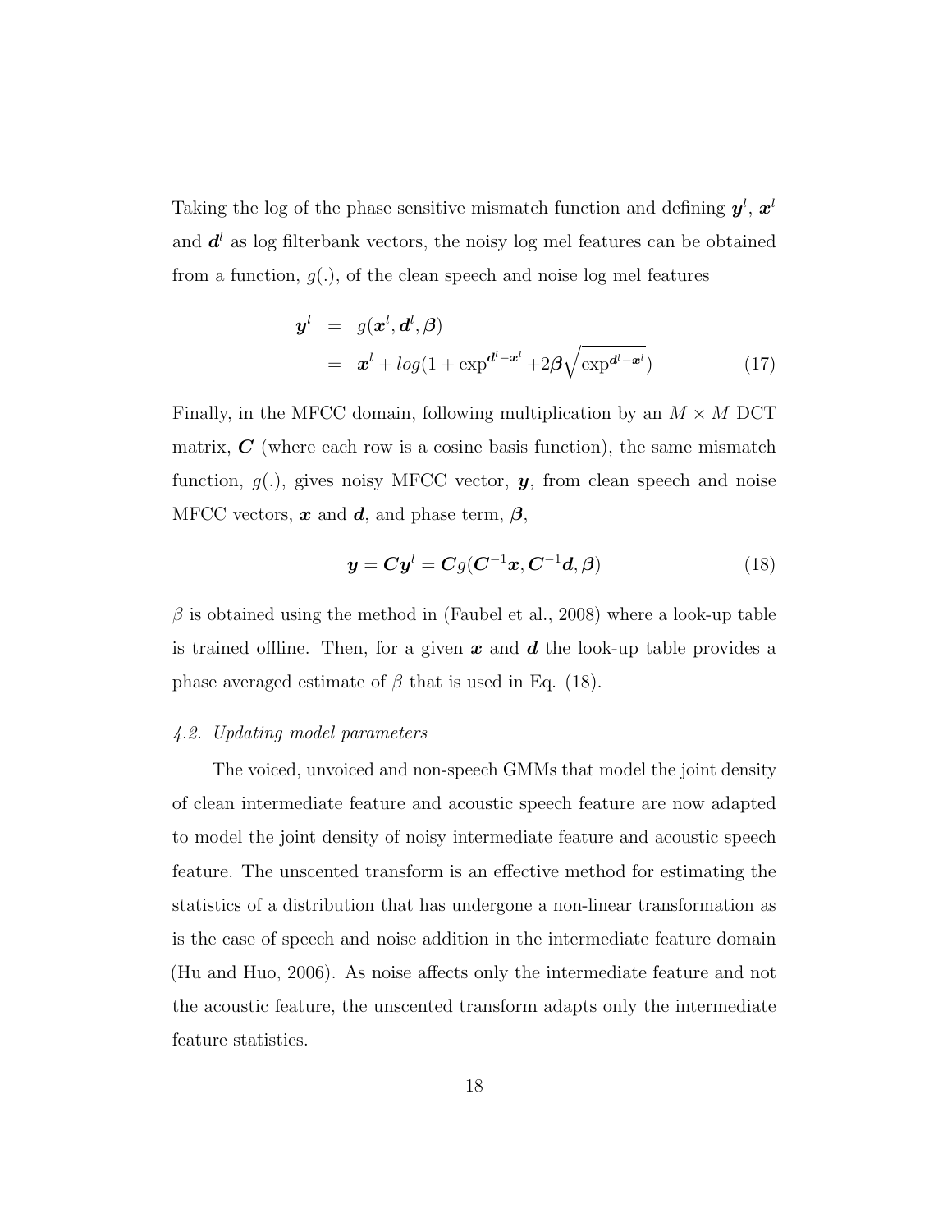Taking the log of the phase sensitive mismatch function and defining $\boldsymbol{y}^l$, $\boldsymbol{x}^l$ and $\boldsymbol{d}^l$ as log filterbank vectors, the noisy log mel features can be obtained from a function, $g(.)$, of the clean speech and noise log mel features

$$
\begin{aligned}
\boldsymbol{y}^l &= g(\boldsymbol{x}^l, \boldsymbol{d}^l, \boldsymbol{\beta}) \\
&= \boldsymbol{x}^l + log(1 + \exp^{\boldsymbol{d}^l - \boldsymbol{x}^l} + 2\boldsymbol{\beta}\sqrt{\exp^{\boldsymbol{d}^l - \boldsymbol{x}^l}})
\end{aligned} \tag{17}
$$

Finally, in the MFCC domain, following multiplication by an $M \times M$ DCT matrix, $\boldsymbol{C}$ (where each row is a cosine basis function), the same mismatch function, $g(.)$, gives noisy MFCC vector, $\boldsymbol{y}$, from clean speech and noise MFCC vectors, $\boldsymbol{x}$ and $\boldsymbol{d}$, and phase term, $\boldsymbol{\beta}$,

$$
\boldsymbol{y} = \boldsymbol{C}\boldsymbol{y}^l = \boldsymbol{C}g(\boldsymbol{C}^{-1}\boldsymbol{x}, \boldsymbol{C}^{-1}\boldsymbol{d}, \boldsymbol{\beta}) \tag{18}
$$

$\beta$ is obtained using the method in (Faubel et al., 2008) where a look-up table is trained offline. Then, for a given $\boldsymbol{x}$ and $\boldsymbol{d}$ the look-up table provides a phase averaged estimate of $\beta$ that is used in Eq. (18).

### *4.2. Updating model parameters*

The voiced, unvoiced and non-speech GMMs that model the joint density of clean intermediate feature and acoustic speech feature are now adapted to model the joint density of noisy intermediate feature and acoustic speech feature. The unscented transform is an effective method for estimating the statistics of a distribution that has undergone a non-linear transformation as is the case of speech and noise addition in the intermediate feature domain (Hu and Huo, 2006). As noise affects only the intermediate feature and not the acoustic feature, the unscented transform adapts only the intermediate feature statistics.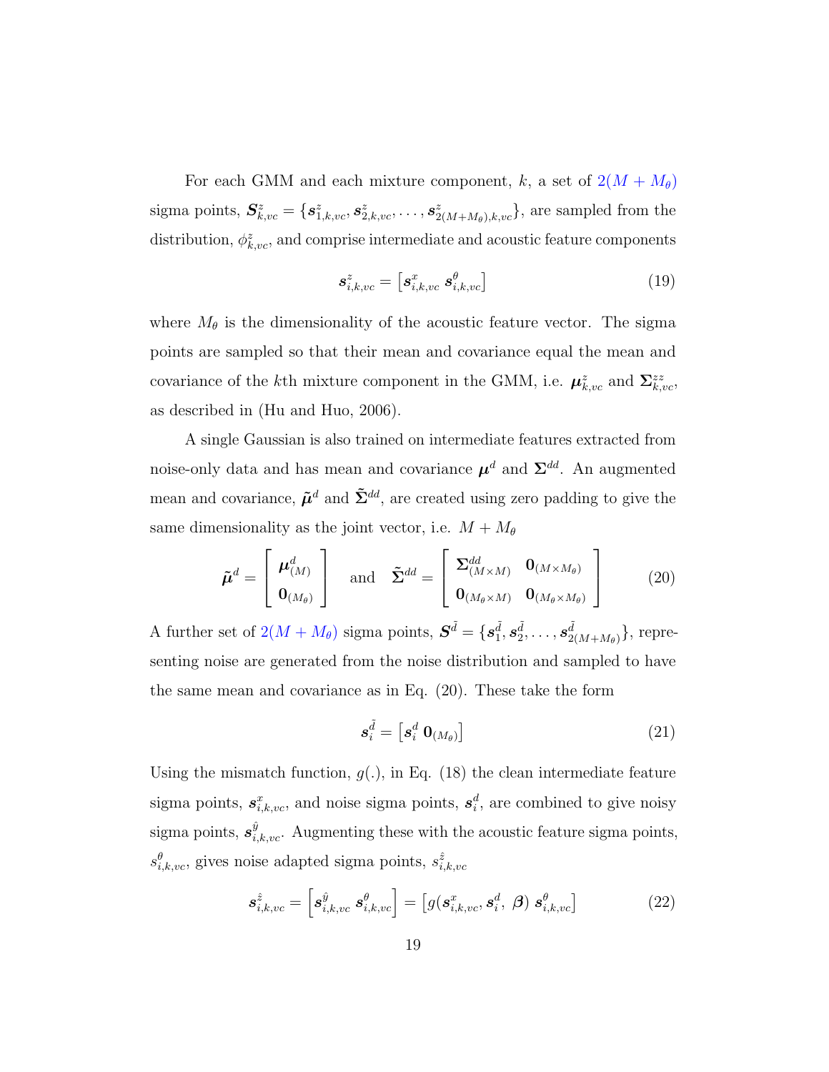For each GMM and each mixture component, $k$, a set of $2(M + M_\theta)$ sigma points, $\boldsymbol{S}^z_{k,vc} = \{\boldsymbol{s}^z_{1,k,vc}, \boldsymbol{s}^z_{2,k,vc}, \ldots, \boldsymbol{s}^z_{2(M+M_\theta),k,vc}\}$, are sampled from the distribution, $\phi^z_{k,vc}$, and comprise intermediate and acoustic feature components

$$\boldsymbol{s}^z_{i,k,vc} = \left[\boldsymbol{s}^x_{i,k,vc} \; \boldsymbol{s}^\theta_{i,k,vc}\right] \tag{19}$$

where $M_\theta$ is the dimensionality of the acoustic feature vector. The sigma points are sampled so that their mean and covariance equal the mean and covariance of the $k$th mixture component in the GMM, i.e. $\boldsymbol{\mu}^z_{k,vc}$ and $\boldsymbol{\Sigma}^{zz}_{k,vc}$, as described in (Hu and Huo, 2006).

A single Gaussian is also trained on intermediate features extracted from noise-only data and has mean and covariance $\boldsymbol{\mu}^d$ and $\boldsymbol{\Sigma}^{dd}$. An augmented mean and covariance, $\tilde{\boldsymbol{\mu}}^d$ and $\tilde{\boldsymbol{\Sigma}}^{dd}$, are created using zero padding to give the same dimensionality as the joint vector, i.e. $M + M_\theta$

$$\tilde{\boldsymbol{\mu}}^d = \begin{bmatrix} \boldsymbol{\mu}^d_{(M)} \\ \boldsymbol{0}_{(M_\theta)} \end{bmatrix} \quad \text{and} \quad \tilde{\boldsymbol{\Sigma}}^{dd} = \begin{bmatrix} \boldsymbol{\Sigma}^{dd}_{(M\times M)} & \boldsymbol{0}_{(M\times M_\theta)} \\ \boldsymbol{0}_{(M_\theta\times M)} & \boldsymbol{0}_{(M_\theta\times M_\theta)} \end{bmatrix} \tag{20}$$

A further set of $2(M + M_\theta)$ sigma points, $\boldsymbol{S}^{\tilde{d}} = \{\boldsymbol{s}^{\tilde{d}}_1, \boldsymbol{s}^{\tilde{d}}_2, \ldots, \boldsymbol{s}^{\tilde{d}}_{2(M+M_\theta)}\}$, representing noise are generated from the noise distribution and sampled to have the same mean and covariance as in Eq. (20). These take the form

$$\boldsymbol{s}^{\tilde{d}}_i = \left[\boldsymbol{s}^d_i \; \boldsymbol{0}_{(M_\theta)}\right] \tag{21}$$

Using the mismatch function, $g(.)$, in Eq. (18) the clean intermediate feature sigma points, $\boldsymbol{s}^x_{i,k,vc}$, and noise sigma points, $\boldsymbol{s}^d_i$, are combined to give noisy sigma points, $\boldsymbol{s}^{\hat{y}}_{i,k,vc}$. Augmenting these with the acoustic feature sigma points, $s^\theta_{i,k,vc}$, gives noise adapted sigma points, $s^{\hat{z}}_{i,k,vc}$

$$\boldsymbol{s}^{\hat{z}}_{i,k,vc} = \left[\boldsymbol{s}^{\hat{y}}_{i,k,vc} \; \boldsymbol{s}^\theta_{i,k,vc}\right] = \left[g(\boldsymbol{s}^x_{i,k,vc}, \boldsymbol{s}^d_i, \; \boldsymbol{\beta}) \; \boldsymbol{s}^\theta_{i,k,vc}\right] \tag{22}$$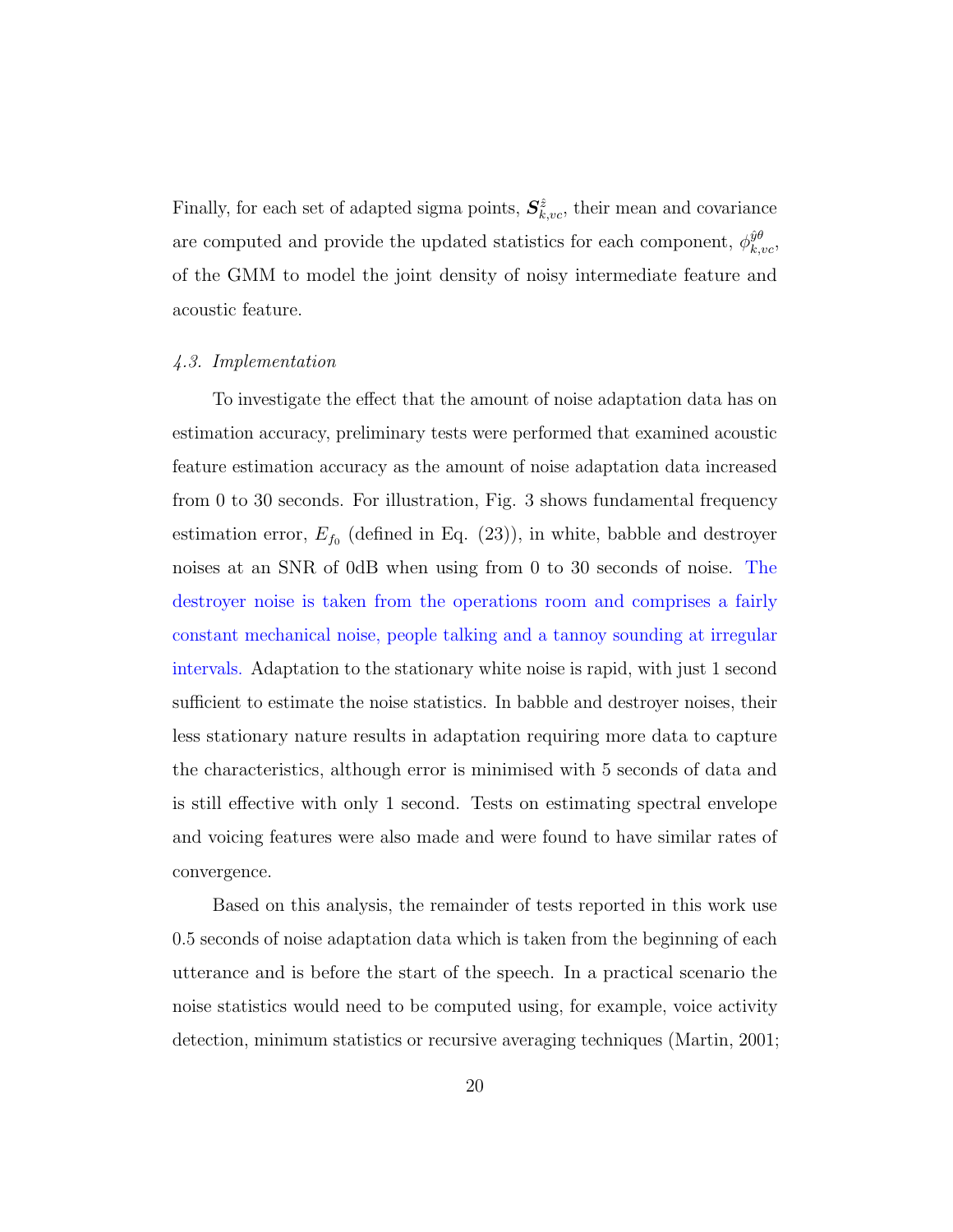Finally, for each set of adapted sigma points, $\boldsymbol{S}^{\hat{z}}_{k,vc}$, their mean and covariance are computed and provide the updated statistics for each component, $\phi^{\hat{y}\theta}_{k,vc}$, of the GMM to model the joint density of noisy intermediate feature and acoustic feature.

### *4.3. Implementation*

To investigate the effect that the amount of noise adaptation data has on estimation accuracy, preliminary tests were performed that examined acoustic feature estimation accuracy as the amount of noise adaptation data increased from 0 to 30 seconds. For illustration, Fig. 3 shows fundamental frequency estimation error, $E_{f_0}$ (defined in Eq. (23)), in white, babble and destroyer noises at an SNR of 0dB when using from 0 to 30 seconds of noise. The destroyer noise is taken from the operations room and comprises a fairly constant mechanical noise, people talking and a tannoy sounding at irregular intervals. Adaptation to the stationary white noise is rapid, with just 1 second sufficient to estimate the noise statistics. In babble and destroyer noises, their less stationary nature results in adaptation requiring more data to capture the characteristics, although error is minimised with 5 seconds of data and is still effective with only 1 second. Tests on estimating spectral envelope and voicing features were also made and were found to have similar rates of convergence.

Based on this analysis, the remainder of tests reported in this work use 0.5 seconds of noise adaptation data which is taken from the beginning of each utterance and is before the start of the speech. In a practical scenario the noise statistics would need to be computed using, for example, voice activity detection, minimum statistics or recursive averaging techniques (Martin, 2001;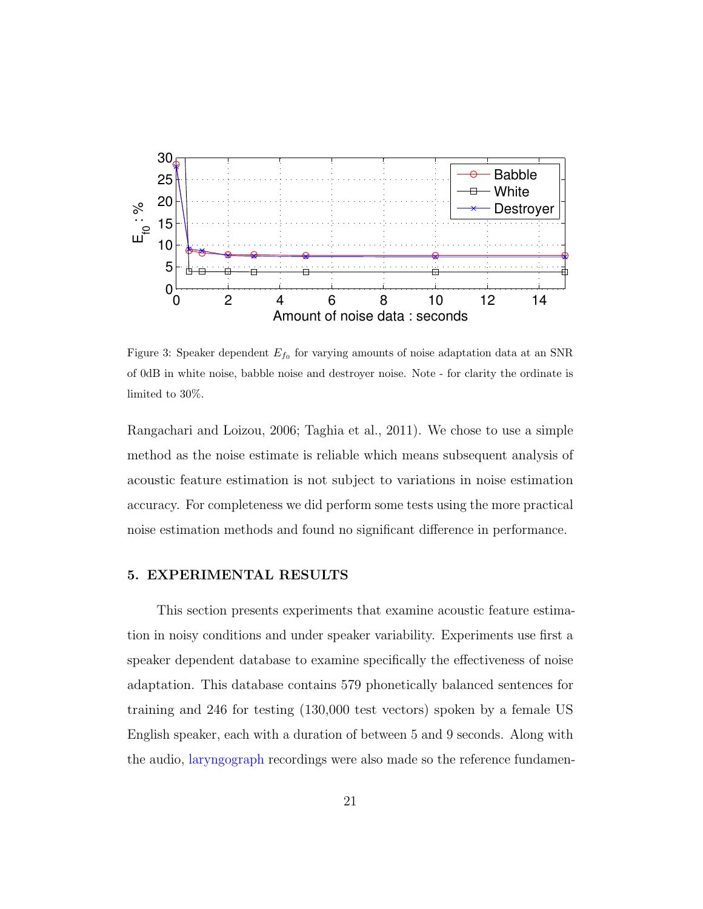Figure 3: Speaker dependent $E_{f_0}$ for varying amounts of noise adaptation data at an SNR of 0dB in white noise, babble noise and destroyer noise. Note - for clarity the ordinate is limited to 30%.

Rangachari and Loizou, 2006; Taghia et al., 2011). We chose to use a simple method as the noise estimate is reliable which means subsequent analysis of acoustic feature estimation is not subject to variations in noise estimation accuracy. For completeness we did perform some tests using the more practical noise estimation methods and found no significant difference in performance.

## 5. EXPERIMENTAL RESULTS

This section presents experiments that examine acoustic feature estimation in noisy conditions and under speaker variability. Experiments use first a speaker dependent database to examine specifically the effectiveness of noise adaptation. This database contains 579 phonetically balanced sentences for training and 246 for testing (130,000 test vectors) spoken by a female US English speaker, each with a duration of between 5 and 9 seconds. Along with the audio, laryngograph recordings were also made so the reference fundamen-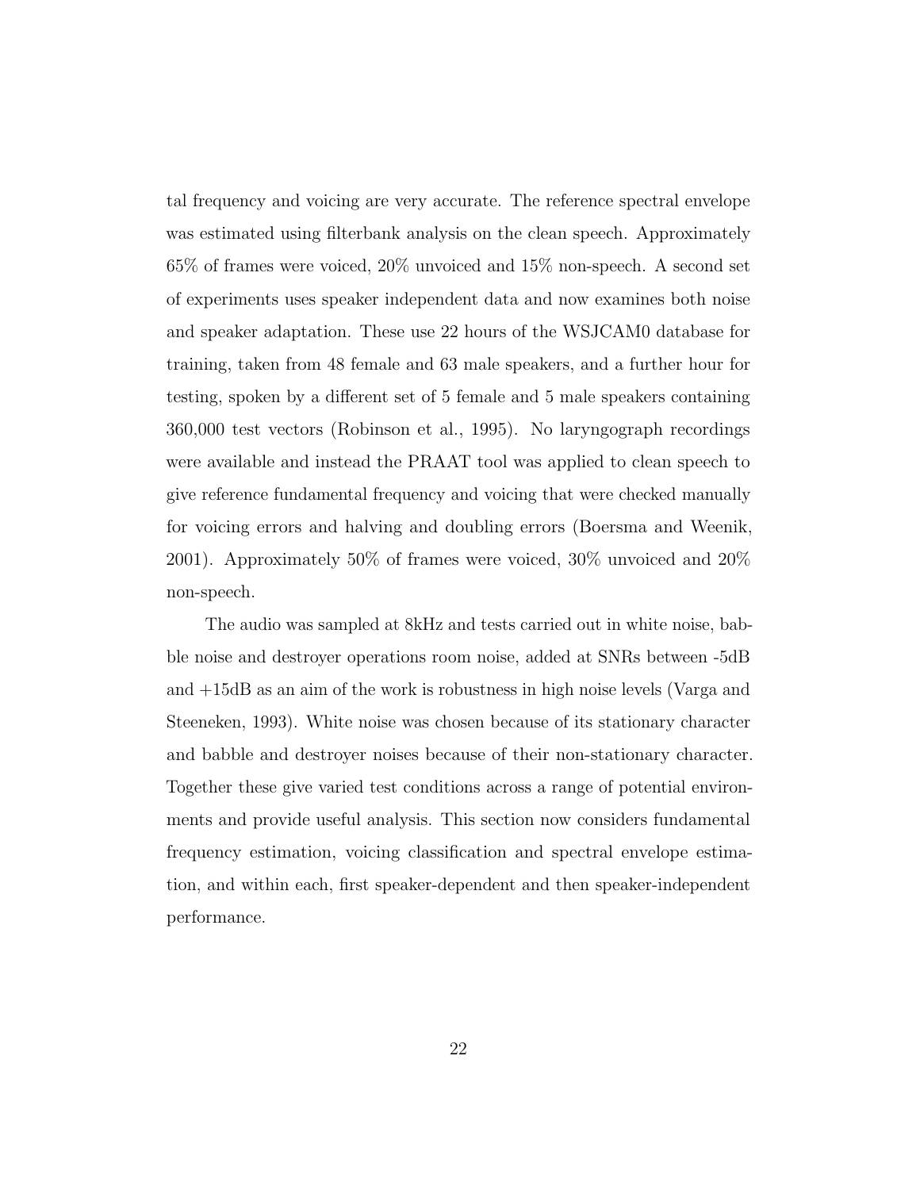tal frequency and voicing are very accurate. The reference spectral envelope was estimated using filterbank analysis on the clean speech. Approximately 65% of frames were voiced, 20% unvoiced and 15% non-speech. A second set of experiments uses speaker independent data and now examines both noise and speaker adaptation. These use 22 hours of the WSJCAM0 database for training, taken from 48 female and 63 male speakers, and a further hour for testing, spoken by a different set of 5 female and 5 male speakers containing 360,000 test vectors (Robinson et al., 1995). No laryngograph recordings were available and instead the PRAAT tool was applied to clean speech to give reference fundamental frequency and voicing that were checked manually for voicing errors and halving and doubling errors (Boersma and Weenik, 2001). Approximately 50% of frames were voiced, 30% unvoiced and 20% non-speech.

The audio was sampled at 8kHz and tests carried out in white noise, babble noise and destroyer operations room noise, added at SNRs between -5dB and +15dB as an aim of the work is robustness in high noise levels (Varga and Steeneken, 1993). White noise was chosen because of its stationary character and babble and destroyer noises because of their non-stationary character. Together these give varied test conditions across a range of potential environments and provide useful analysis. This section now considers fundamental frequency estimation, voicing classification and spectral envelope estimation, and within each, first speaker-dependent and then speaker-independent performance.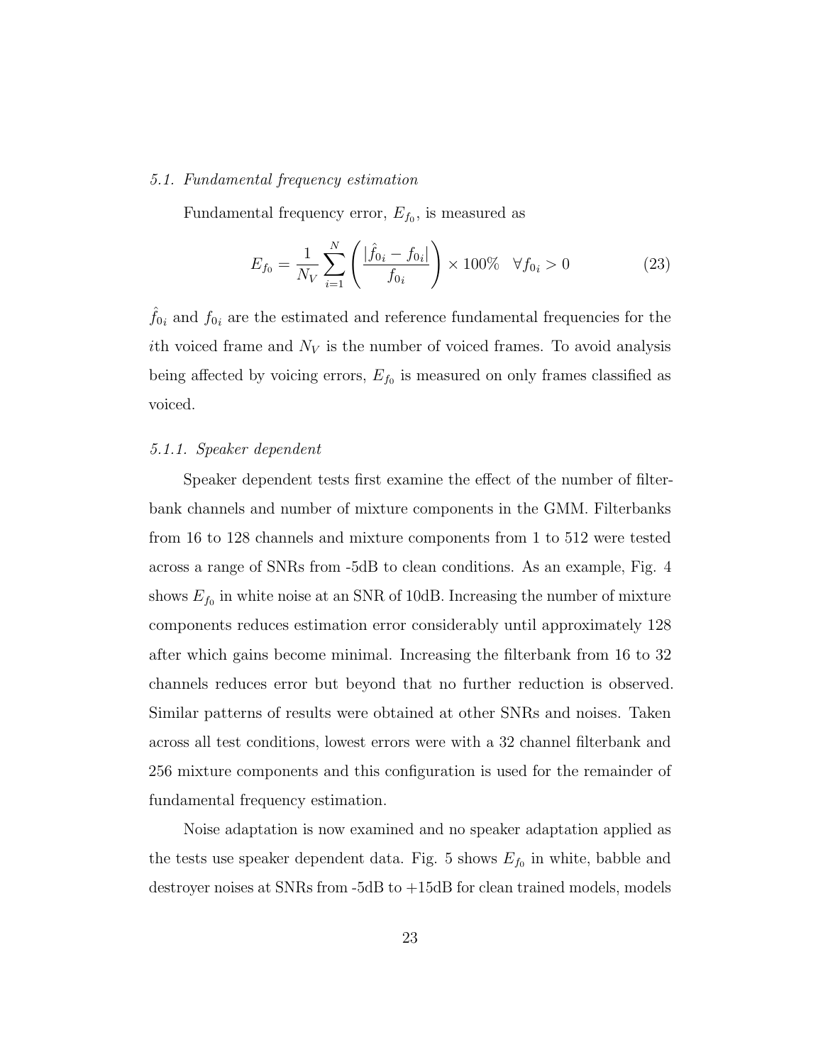### 5.1. Fundamental frequency estimation

Fundamental frequency error, $E_{f_0}$, is measured as

$$E_{f_0} = \frac{1}{N_V} \sum_{i=1}^{N} \left( \frac{|\hat{f}_{0i} - f_{0i}|}{f_{0i}} \right) \times 100\% \quad \forall f_{0i} > 0 \tag{23}$$

$\hat{f}_{0i}$ and $f_{0i}$ are the estimated and reference fundamental frequencies for the $i$th voiced frame and $N_V$ is the number of voiced frames. To avoid analysis being affected by voicing errors, $E_{f_0}$ is measured on only frames classified as voiced.

#### 5.1.1. Speaker dependent

Speaker dependent tests first examine the effect of the number of filterbank channels and number of mixture components in the GMM. Filterbanks from 16 to 128 channels and mixture components from 1 to 512 were tested across a range of SNRs from -5dB to clean conditions. As an example, Fig. 4 shows $E_{f_0}$ in white noise at an SNR of 10dB. Increasing the number of mixture components reduces estimation error considerably until approximately 128 after which gains become minimal. Increasing the filterbank from 16 to 32 channels reduces error but beyond that no further reduction is observed. Similar patterns of results were obtained at other SNRs and noises. Taken across all test conditions, lowest errors were with a 32 channel filterbank and 256 mixture components and this configuration is used for the remainder of fundamental frequency estimation.

Noise adaptation is now examined and no speaker adaptation applied as the tests use speaker dependent data. Fig. 5 shows $E_{f_0}$ in white, babble and destroyer noises at SNRs from -5dB to +15dB for clean trained models, models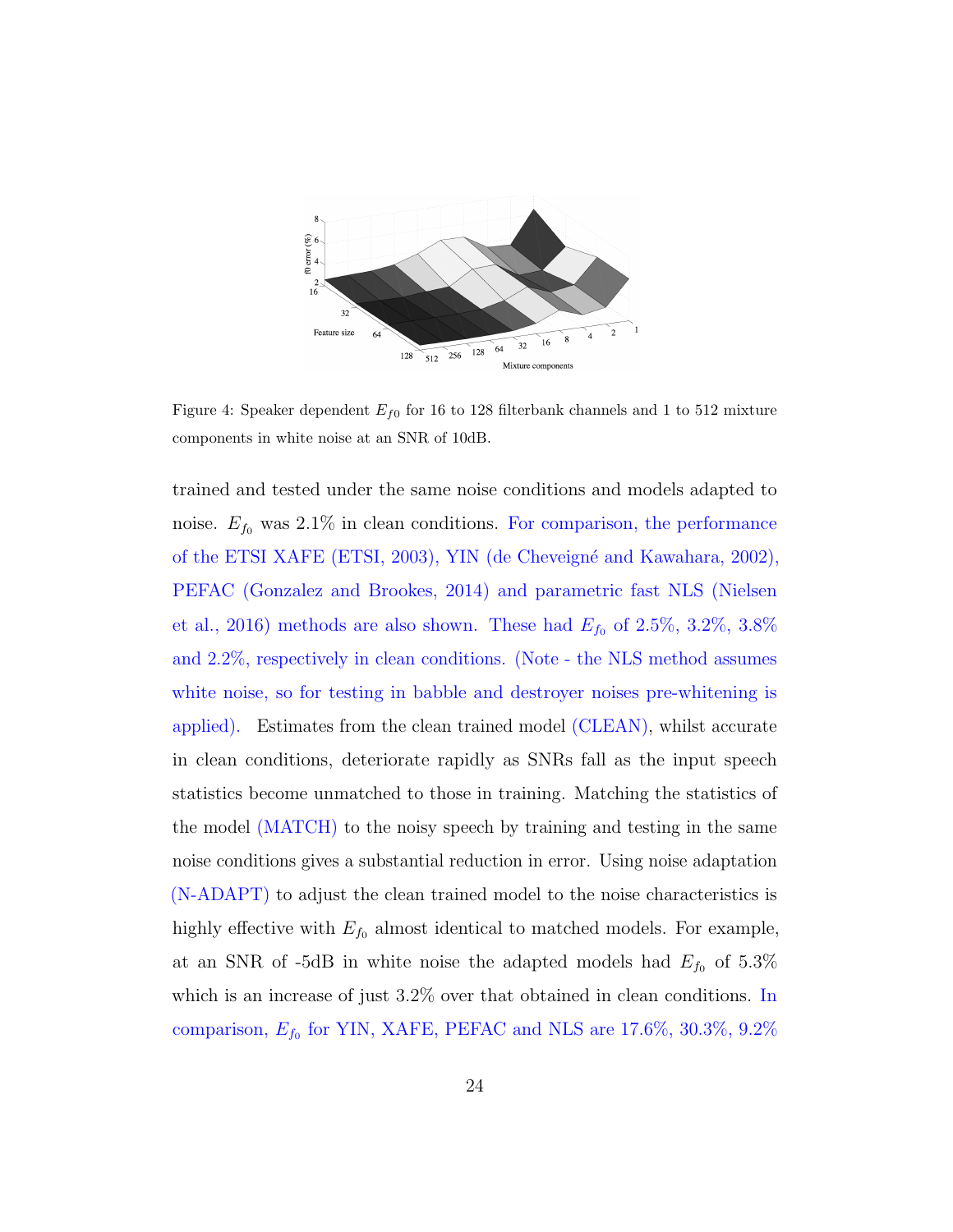Figure 4: Speaker dependent $E_{f0}$ for 16 to 128 filterbank channels and 1 to 512 mixture components in white noise at an SNR of 10dB.

trained and tested under the same noise conditions and models adapted to noise. $E_{f_0}$ was 2.1% in clean conditions. For comparison, the performance of the ETSI XAFE (ETSI, 2003), YIN (de Cheveigné and Kawahara, 2002), PEFAC (Gonzalez and Brookes, 2014) and parametric fast NLS (Nielsen et al., 2016) methods are also shown. These had $E_{f_0}$ of 2.5%, 3.2%, 3.8% and 2.2%, respectively in clean conditions. (Note - the NLS method assumes white noise, so for testing in babble and destroyer noises pre-whitening is applied). Estimates from the clean trained model (CLEAN), whilst accurate in clean conditions, deteriorate rapidly as SNRs fall as the input speech statistics become unmatched to those in training. Matching the statistics of the model (MATCH) to the noisy speech by training and testing in the same noise conditions gives a substantial reduction in error. Using noise adaptation (N-ADAPT) to adjust the clean trained model to the noise characteristics is highly effective with $E_{f_0}$ almost identical to matched models. For example, at an SNR of -5dB in white noise the adapted models had $E_{f_0}$ of 5.3% which is an increase of just 3.2% over that obtained in clean conditions. In comparison, $E_{f_0}$ for YIN, XAFE, PEFAC and NLS are 17.6%, 30.3%, 9.2%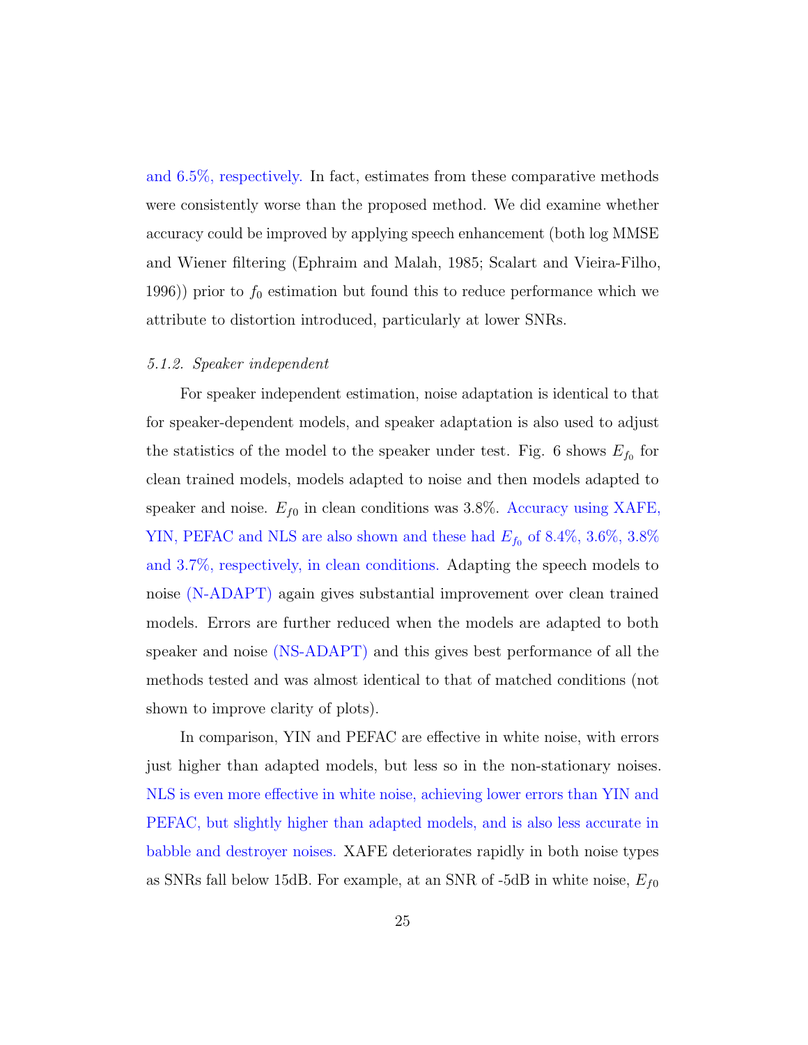and 6.5%, respectively. In fact, estimates from these comparative methods were consistently worse than the proposed method. We did examine whether accuracy could be improved by applying speech enhancement (both log MMSE and Wiener filtering (Ephraim and Malah, 1985; Scalart and Vieira-Filho, 1996)) prior to $f_0$ estimation but found this to reduce performance which we attribute to distortion introduced, particularly at lower SNRs.

### *5.1.2. Speaker independent*

For speaker independent estimation, noise adaptation is identical to that for speaker-dependent models, and speaker adaptation is also used to adjust the statistics of the model to the speaker under test. Fig. 6 shows $E_{f_0}$ for clean trained models, models adapted to noise and then models adapted to speaker and noise. $E_{f0}$ in clean conditions was 3.8%. Accuracy using XAFE, YIN, PEFAC and NLS are also shown and these had $E_{f_0}$ of 8.4%, 3.6%, 3.8% and 3.7%, respectively, in clean conditions. Adapting the speech models to noise (N-ADAPT) again gives substantial improvement over clean trained models. Errors are further reduced when the models are adapted to both speaker and noise (NS-ADAPT) and this gives best performance of all the methods tested and was almost identical to that of matched conditions (not shown to improve clarity of plots).

In comparison, YIN and PEFAC are effective in white noise, with errors just higher than adapted models, but less so in the non-stationary noises. NLS is even more effective in white noise, achieving lower errors than YIN and PEFAC, but slightly higher than adapted models, and is also less accurate in babble and destroyer noises. XAFE deteriorates rapidly in both noise types as SNRs fall below 15dB. For example, at an SNR of -5dB in white noise, $E_{f0}$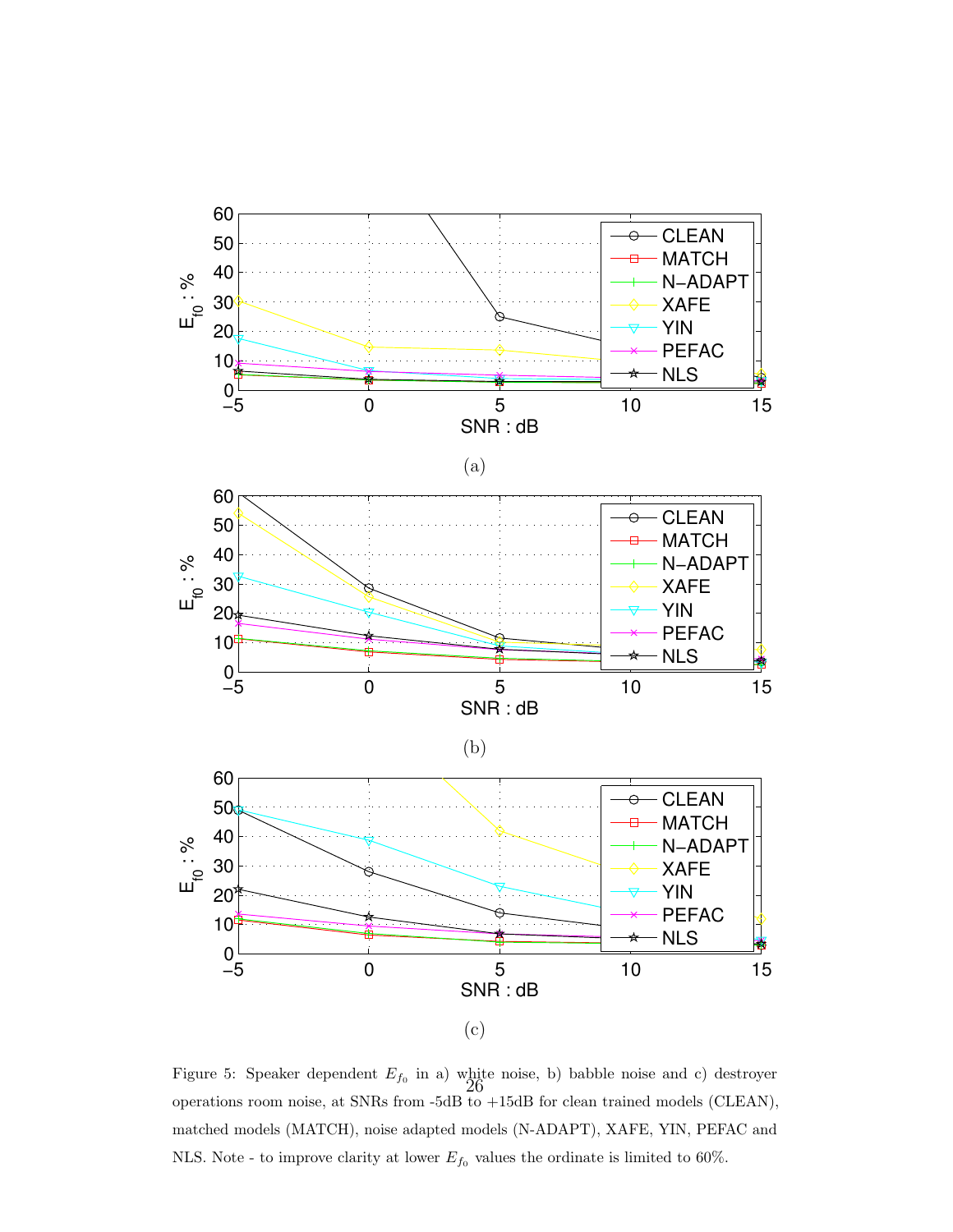(a)

(b)

(c)

Figure 5: Speaker dependent $E_{f_0}$ in a) white noise, b) babble noise and c) destroyer operations room noise, at SNRs from -5dB to +15dB for clean trained models (CLEAN), matched models (MATCH), noise adapted models (N-ADAPT), XAFE, YIN, PEFAC and NLS. Note - to improve clarity at lower $E_{f_0}$ values the ordinate is limited to 60%.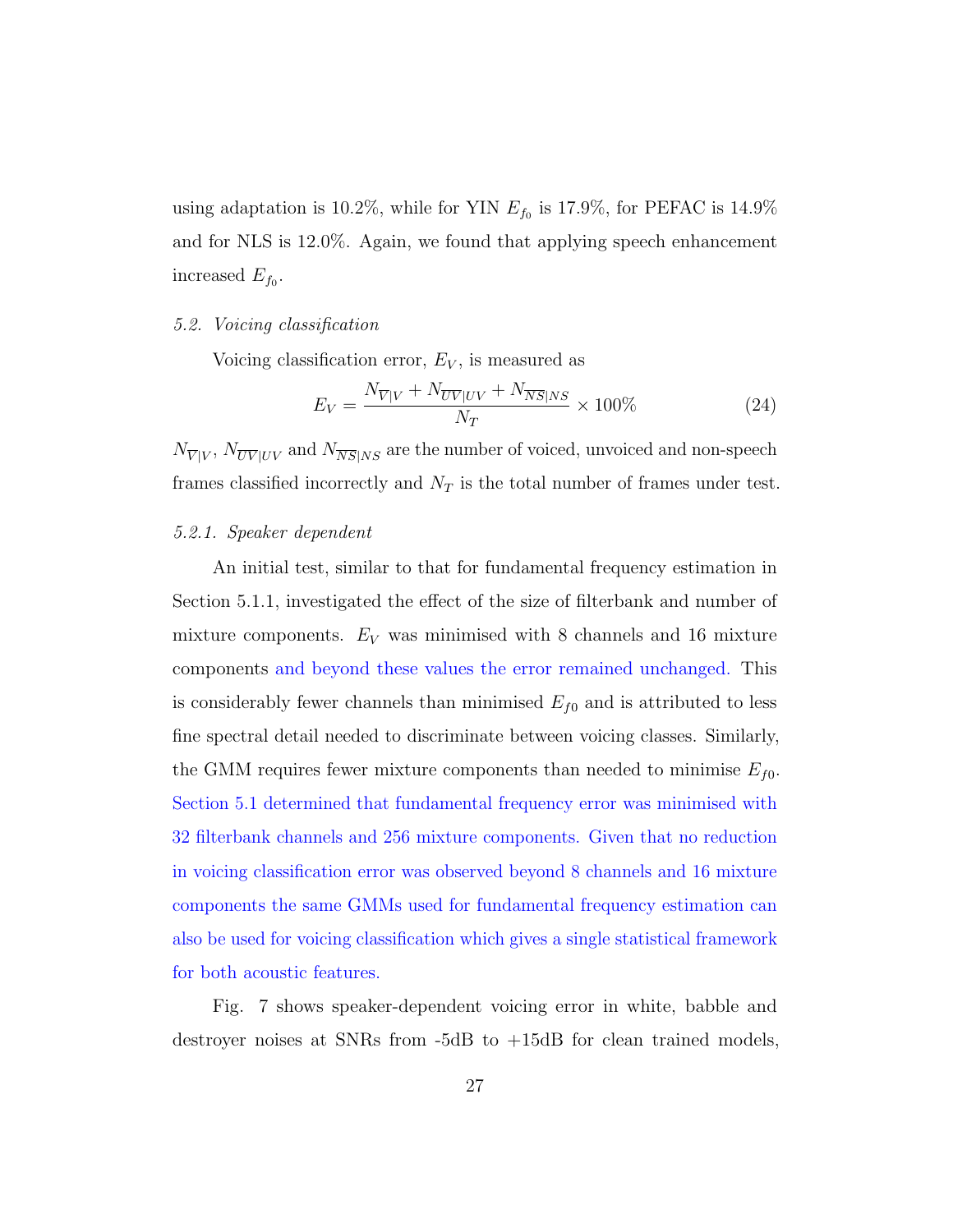using adaptation is 10.2%, while for YIN $E_{f_0}$ is 17.9%, for PEFAC is 14.9% and for NLS is 12.0%. Again, we found that applying speech enhancement increased $E_{f_0}$.

### *5.2. Voicing classification*

Voicing classification error, $E_V$, is measured as

$$E_V = \frac{N_{\overline{V}|V} + N_{\overline{UV}|UV} + N_{\overline{NS}|NS}}{N_T} \times 100\% \tag{24}$$

$N_{\overline{V}|V}$, $N_{\overline{UV}|UV}$ and $N_{\overline{NS}|NS}$ are the number of voiced, unvoiced and non-speech frames classified incorrectly and $N_T$ is the total number of frames under test.

#### *5.2.1. Speaker dependent*

An initial test, similar to that for fundamental frequency estimation in Section 5.1.1, investigated the effect of the size of filterbank and number of mixture components. $E_V$ was minimised with 8 channels and 16 mixture components and beyond these values the error remained unchanged. This is considerably fewer channels than minimised $E_{f0}$ and is attributed to less fine spectral detail needed to discriminate between voicing classes. Similarly, the GMM requires fewer mixture components than needed to minimise $E_{f0}$. Section 5.1 determined that fundamental frequency error was minimised with 32 filterbank channels and 256 mixture components. Given that no reduction in voicing classification error was observed beyond 8 channels and 16 mixture components the same GMMs used for fundamental frequency estimation can also be used for voicing classification which gives a single statistical framework for both acoustic features.

Fig. 7 shows speaker-dependent voicing error in white, babble and destroyer noises at SNRs from -5dB to +15dB for clean trained models,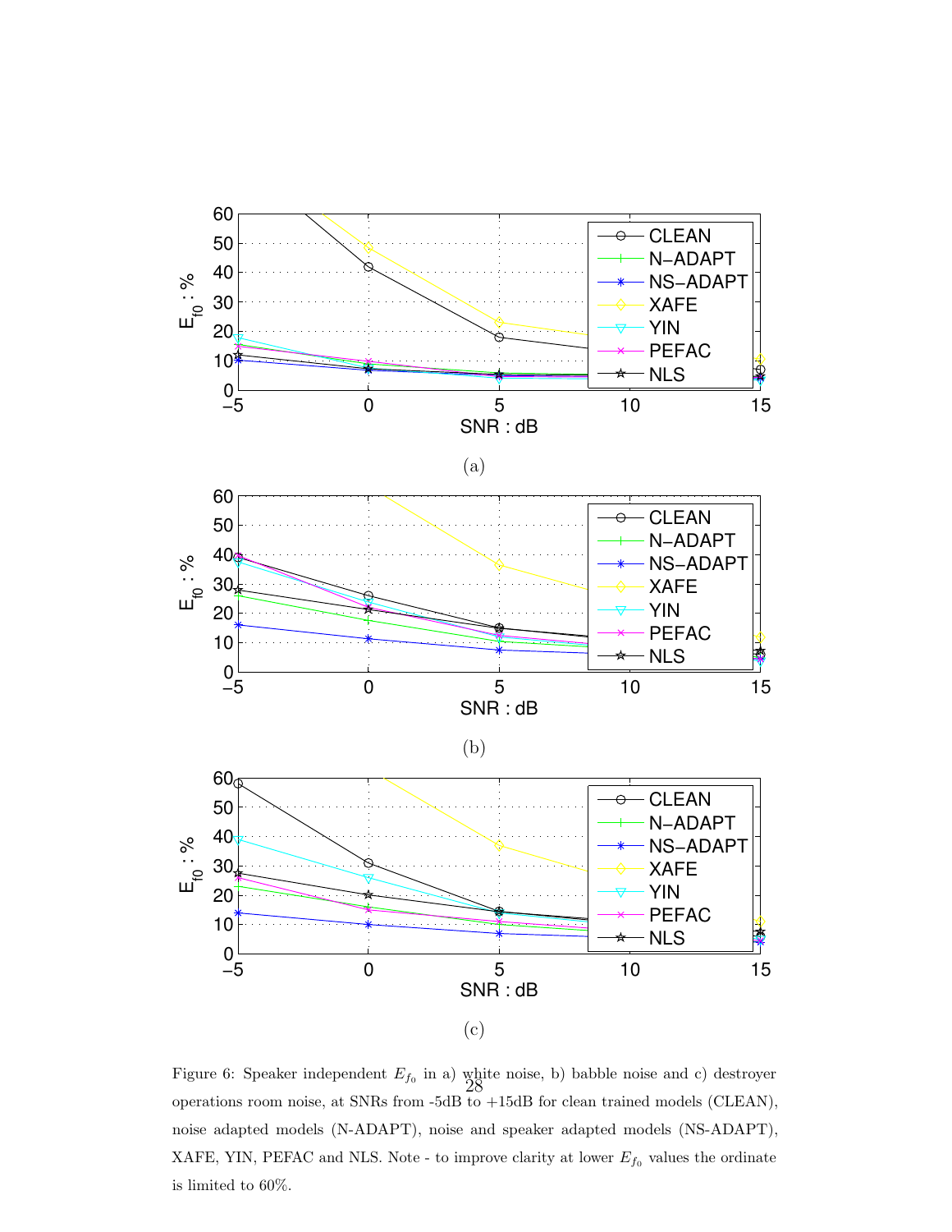(a)

(b)

(c)

Figure 6: Speaker independent $E_{f_0}$ in a) white noise, b) babble noise and c) destroyer operations room noise, at SNRs from -5dB to +15dB for clean trained models (CLEAN), noise adapted models (N-ADAPT), noise and speaker adapted models (NS-ADAPT), XAFE, YIN, PEFAC and NLS. Note - to improve clarity at lower $E_{f_0}$ values the ordinate is limited to 60%.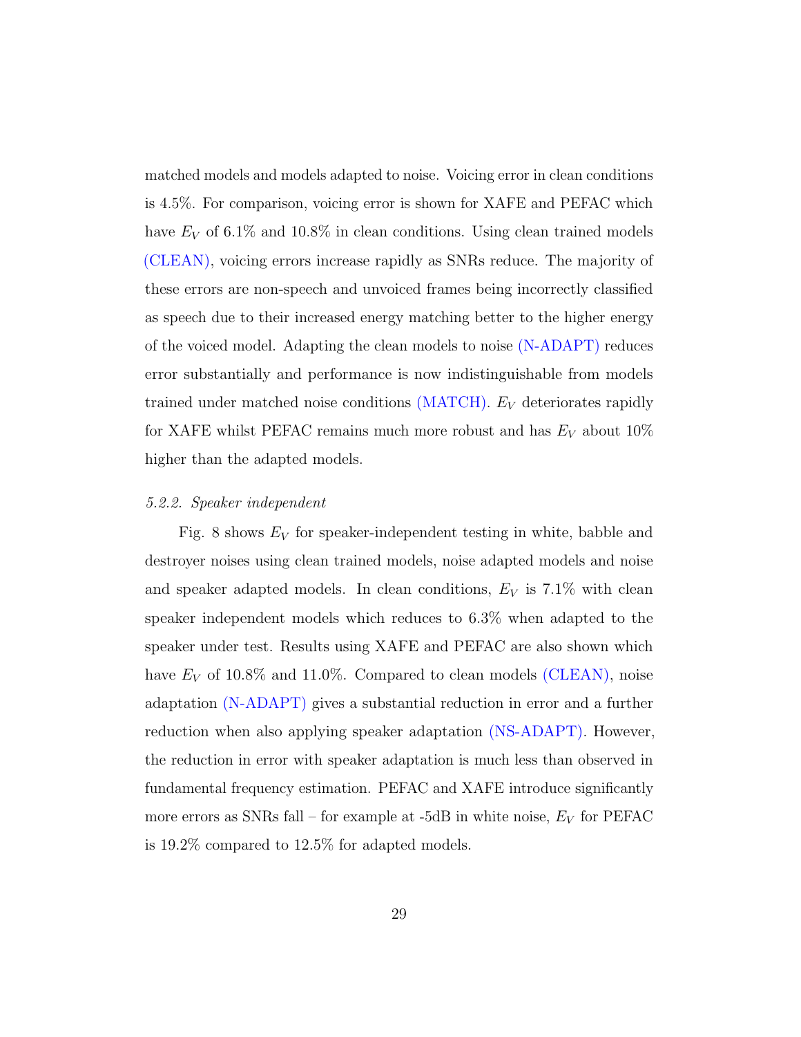matched models and models adapted to noise. Voicing error in clean conditions is 4.5%. For comparison, voicing error is shown for XAFE and PEFAC which have $E_V$ of 6.1% and 10.8% in clean conditions. Using clean trained models (CLEAN), voicing errors increase rapidly as SNRs reduce. The majority of these errors are non-speech and unvoiced frames being incorrectly classified as speech due to their increased energy matching better to the higher energy of the voiced model. Adapting the clean models to noise (N-ADAPT) reduces error substantially and performance is now indistinguishable from models trained under matched noise conditions (MATCH). $E_V$ deteriorates rapidly for XAFE whilst PEFAC remains much more robust and has $E_V$ about 10% higher than the adapted models.

### *5.2.2. Speaker independent*

Fig. 8 shows $E_V$ for speaker-independent testing in white, babble and destroyer noises using clean trained models, noise adapted models and noise and speaker adapted models. In clean conditions, $E_V$ is 7.1% with clean speaker independent models which reduces to 6.3% when adapted to the speaker under test. Results using XAFE and PEFAC are also shown which have $E_V$ of 10.8% and 11.0%. Compared to clean models (CLEAN), noise adaptation (N-ADAPT) gives a substantial reduction in error and a further reduction when also applying speaker adaptation (NS-ADAPT). However, the reduction in error with speaker adaptation is much less than observed in fundamental frequency estimation. PEFAC and XAFE introduce significantly more errors as SNRs fall – for example at -5dB in white noise, $E_V$ for PEFAC is 19.2% compared to 12.5% for adapted models.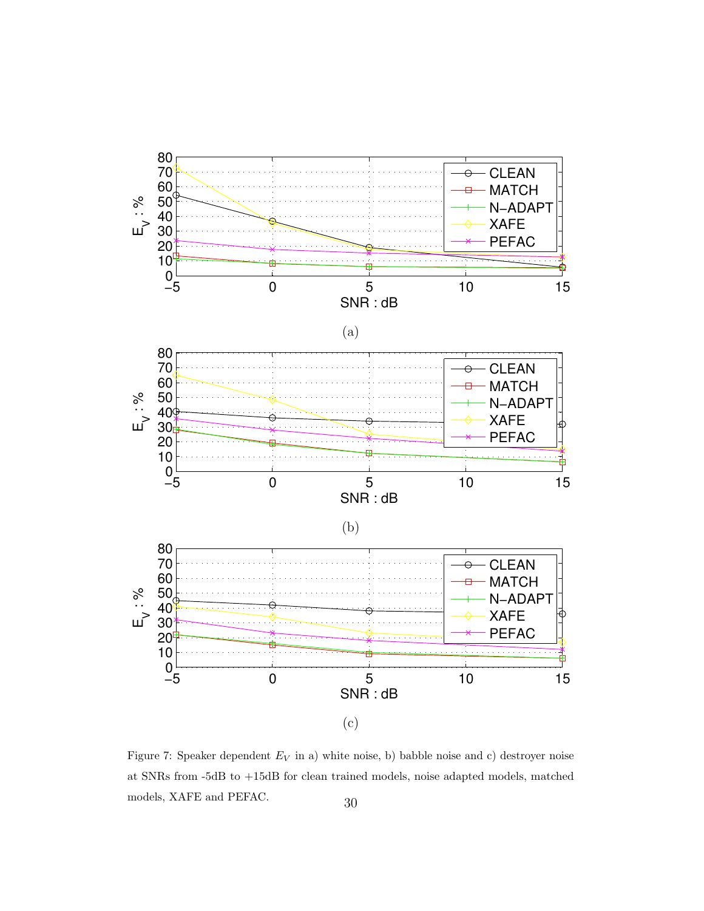(a)

(b)

(c)

Figure 7: Speaker dependent $E_V$ in a) white noise, b) babble noise and c) destroyer noise at SNRs from -5dB to +15dB for clean trained models, noise adapted models, matched models, XAFE and PEFAC.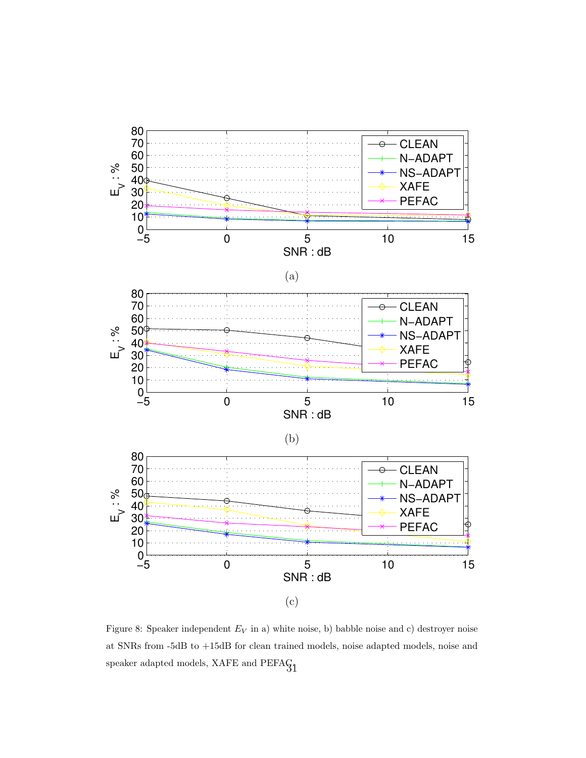(a)

(b)

(c)

Figure 8: Speaker independent $E_V$ in a) white noise, b) babble noise and c) destroyer noise at SNRs from -5dB to +15dB for clean trained models, noise adapted models, noise and speaker adapted models, XAFE and PEFAC.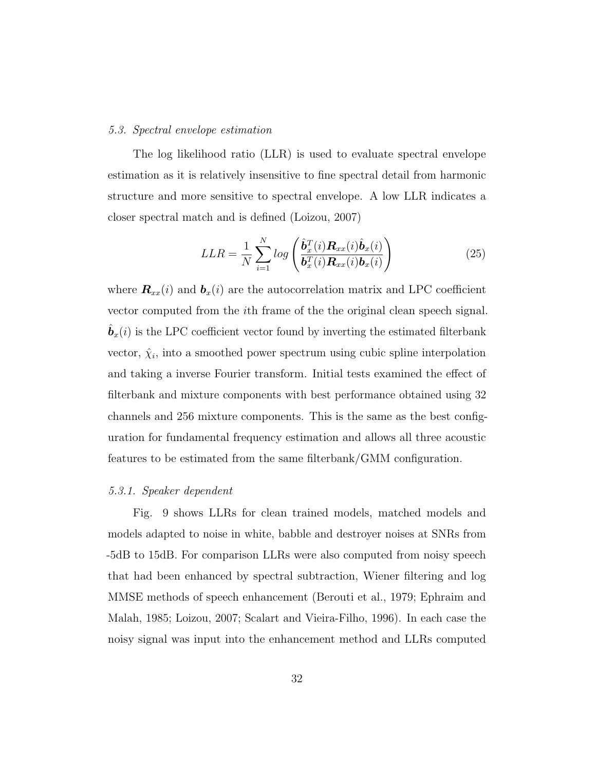### *5.3. Spectral envelope estimation*

The log likelihood ratio (LLR) is used to evaluate spectral envelope estimation as it is relatively insensitive to fine spectral detail from harmonic structure and more sensitive to spectral envelope. A low LLR indicates a closer spectral match and is defined (Loizou, 2007)

$$LLR = \frac{1}{N} \sum_{i=1}^{N} log \left( \frac{\hat{\boldsymbol{b}}_x^T(i) \boldsymbol{R}_{xx}(i) \hat{\boldsymbol{b}}_x(i)}{\boldsymbol{b}_x^T(i) \boldsymbol{R}_{xx}(i) \boldsymbol{b}_x(i)} \right) \tag{25}$$

where $\boldsymbol{R}_{xx}(i)$ and $\boldsymbol{b}_x(i)$ are the autocorrelation matrix and LPC coefficient vector computed from the $i$th frame of the the original clean speech signal. $\hat{\boldsymbol{b}}_x(i)$ is the LPC coefficient vector found by inverting the estimated filterbank vector, $\hat{\chi}_i$, into a smoothed power spectrum using cubic spline interpolation and taking a inverse Fourier transform. Initial tests examined the effect of filterbank and mixture components with best performance obtained using 32 channels and 256 mixture components. This is the same as the best configuration for fundamental frequency estimation and allows all three acoustic features to be estimated from the same filterbank/GMM configuration.

#### *5.3.1. Speaker dependent*

Fig. 9 shows LLRs for clean trained models, matched models and models adapted to noise in white, babble and destroyer noises at SNRs from -5dB to 15dB. For comparison LLRs were also computed from noisy speech that had been enhanced by spectral subtraction, Wiener filtering and log MMSE methods of speech enhancement (Berouti et al., 1979; Ephraim and Malah, 1985; Loizou, 2007; Scalart and Vieira-Filho, 1996). In each case the noisy signal was input into the enhancement method and LLRs computed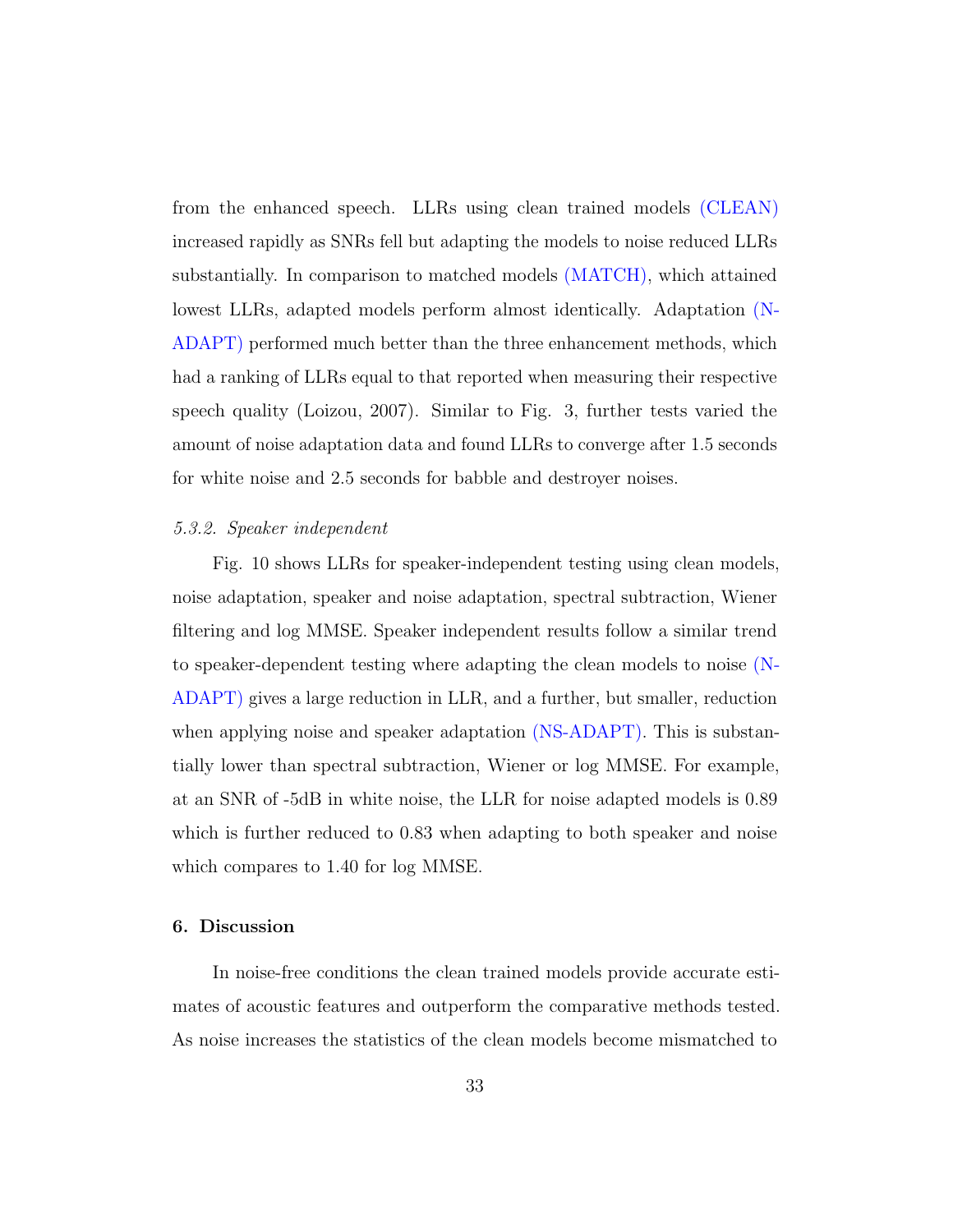from the enhanced speech. LLRs using clean trained models (CLEAN) increased rapidly as SNRs fell but adapting the models to noise reduced LLRs substantially. In comparison to matched models (MATCH), which attained lowest LLRs, adapted models perform almost identically. Adaptation (N-ADAPT) performed much better than the three enhancement methods, which had a ranking of LLRs equal to that reported when measuring their respective speech quality (Loizou, 2007). Similar to Fig. 3, further tests varied the amount of noise adaptation data and found LLRs to converge after 1.5 seconds for white noise and 2.5 seconds for babble and destroyer noises.

#### *5.3.2. Speaker independent*

Fig. 10 shows LLRs for speaker-independent testing using clean models, noise adaptation, speaker and noise adaptation, spectral subtraction, Wiener filtering and log MMSE. Speaker independent results follow a similar trend to speaker-dependent testing where adapting the clean models to noise (N-ADAPT) gives a large reduction in LLR, and a further, but smaller, reduction when applying noise and speaker adaptation (NS-ADAPT). This is substantially lower than spectral subtraction, Wiener or log MMSE. For example, at an SNR of -5dB in white noise, the LLR for noise adapted models is 0.89 which is further reduced to 0.83 when adapting to both speaker and noise which compares to 1.40 for log MMSE.

## 6. Discussion

In noise-free conditions the clean trained models provide accurate estimates of acoustic features and outperform the comparative methods tested. As noise increases the statistics of the clean models become mismatched to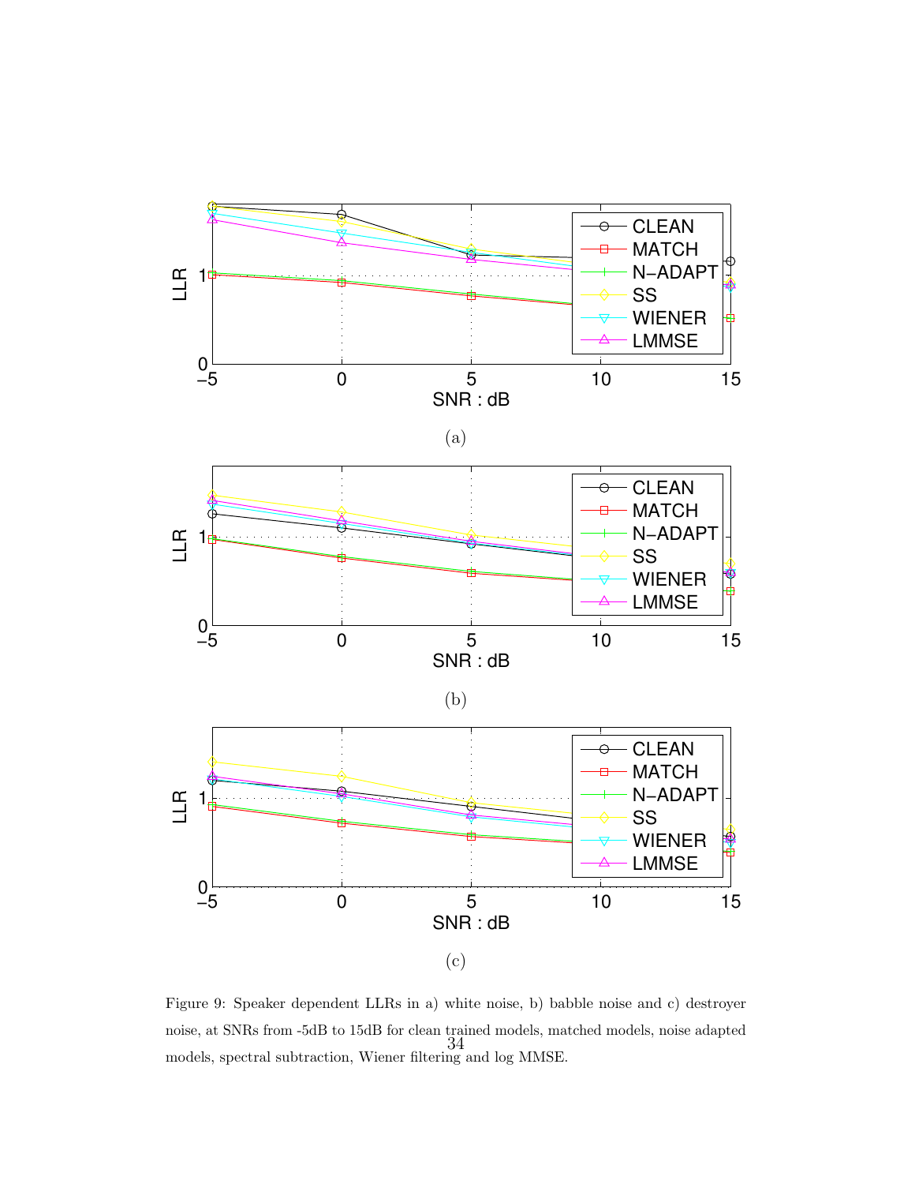(a)

(b)

(c)

Figure 9: Speaker dependent LLRs in a) white noise, b) babble noise and c) destroyer noise, at SNRs from -5dB to 15dB for clean trained models, matched models, noise adapted models, spectral subtraction, Wiener filtering and log MMSE.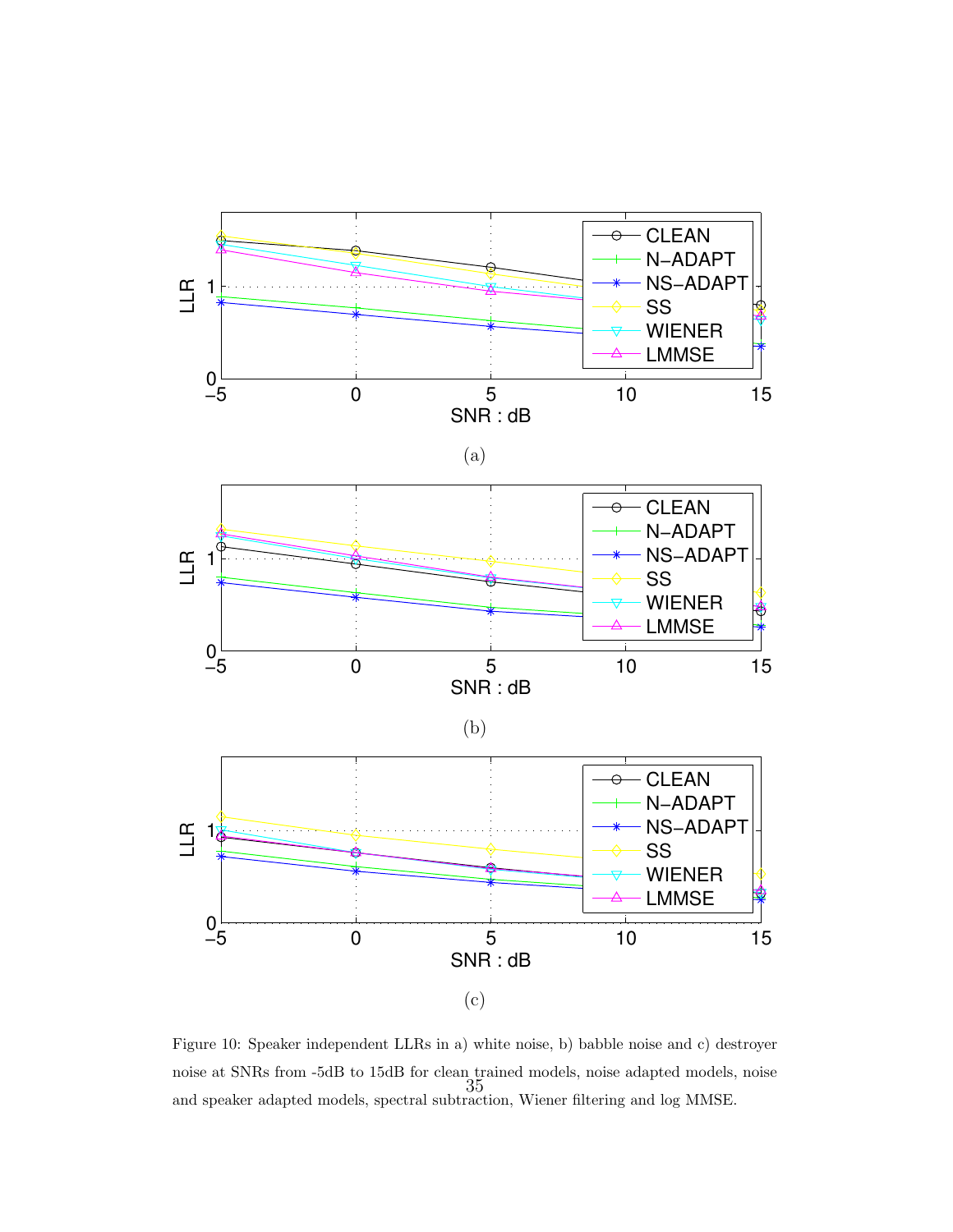(a)

(b)

(c)

Figure 10: Speaker independent LLRs in a) white noise, b) babble noise and c) destroyer noise at SNRs from -5dB to 15dB for clean trained models, noise adapted models, noise and speaker adapted models, spectral subtraction, Wiener filtering and log MMSE.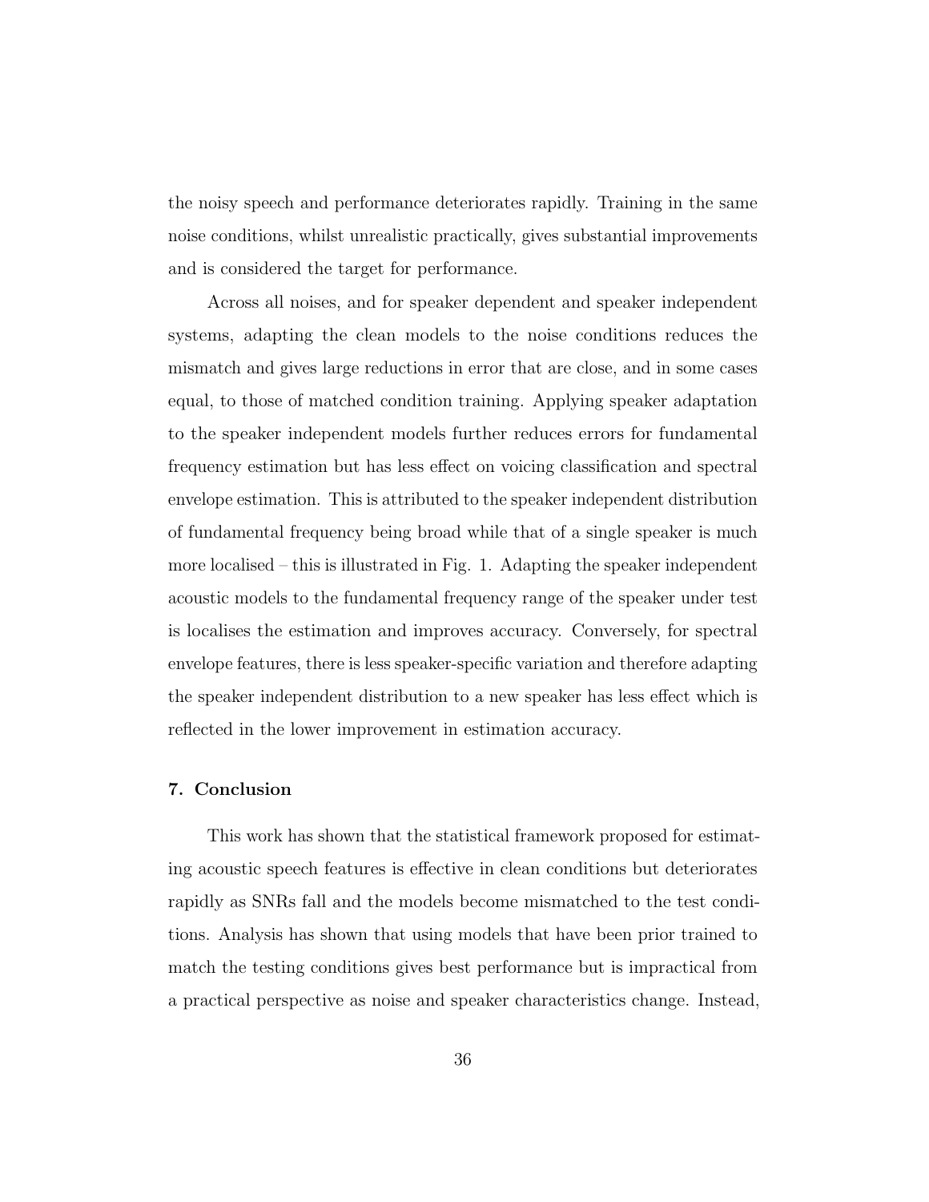the noisy speech and performance deteriorates rapidly. Training in the same noise conditions, whilst unrealistic practically, gives substantial improvements and is considered the target for performance.

Across all noises, and for speaker dependent and speaker independent systems, adapting the clean models to the noise conditions reduces the mismatch and gives large reductions in error that are close, and in some cases equal, to those of matched condition training. Applying speaker adaptation to the speaker independent models further reduces errors for fundamental frequency estimation but has less effect on voicing classification and spectral envelope estimation. This is attributed to the speaker independent distribution of fundamental frequency being broad while that of a single speaker is much more localised – this is illustrated in Fig. 1. Adapting the speaker independent acoustic models to the fundamental frequency range of the speaker under test is localises the estimation and improves accuracy. Conversely, for spectral envelope features, there is less speaker-specific variation and therefore adapting the speaker independent distribution to a new speaker has less effect which is reflected in the lower improvement in estimation accuracy.

## 7. Conclusion

This work has shown that the statistical framework proposed for estimating acoustic speech features is effective in clean conditions but deteriorates rapidly as SNRs fall and the models become mismatched to the test conditions. Analysis has shown that using models that have been prior trained to match the testing conditions gives best performance but is impractical from a practical perspective as noise and speaker characteristics change. Instead,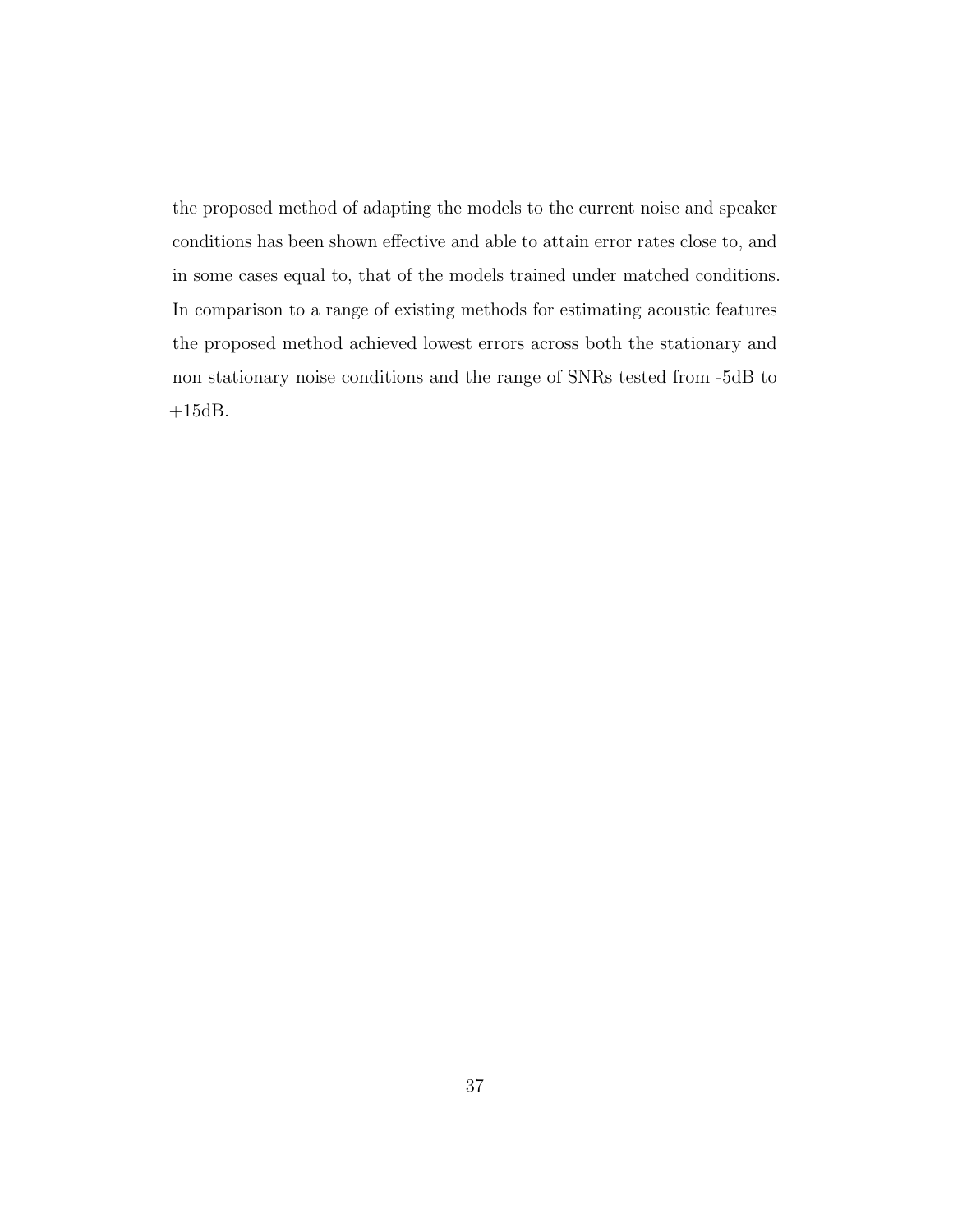the proposed method of adapting the models to the current noise and speaker conditions has been shown effective and able to attain error rates close to, and in some cases equal to, that of the models trained under matched conditions. In comparison to a range of existing methods for estimating acoustic features the proposed method achieved lowest errors across both the stationary and non stationary noise conditions and the range of SNRs tested from -5dB to +15dB.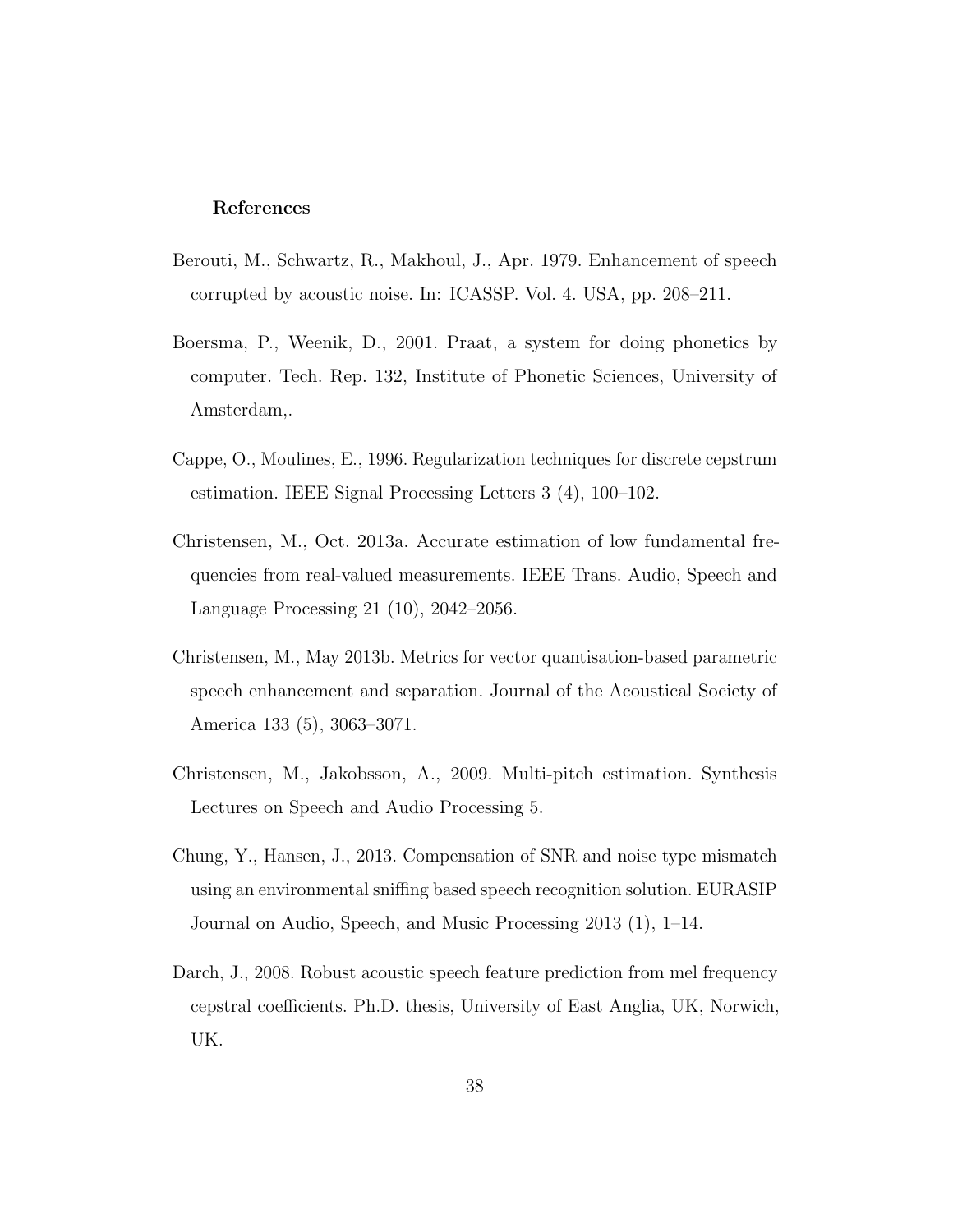## References

Berouti, M., Schwartz, R., Makhoul, J., Apr. 1979. Enhancement of speech corrupted by acoustic noise. In: ICASSP. Vol. 4. USA, pp. 208–211.

Boersma, P., Weenik, D., 2001. Praat, a system for doing phonetics by computer. Tech. Rep. 132, Institute of Phonetic Sciences, University of Amsterdam,.

Cappe, O., Moulines, E., 1996. Regularization techniques for discrete cepstrum estimation. IEEE Signal Processing Letters 3 (4), 100–102.

Christensen, M., Oct. 2013a. Accurate estimation of low fundamental frequencies from real-valued measurements. IEEE Trans. Audio, Speech and Language Processing 21 (10), 2042–2056.

Christensen, M., May 2013b. Metrics for vector quantisation-based parametric speech enhancement and separation. Journal of the Acoustical Society of America 133 (5), 3063–3071.

Christensen, M., Jakobsson, A., 2009. Multi-pitch estimation. Synthesis Lectures on Speech and Audio Processing 5.

Chung, Y., Hansen, J., 2013. Compensation of SNR and noise type mismatch using an environmental sniffing based speech recognition solution. EURASIP Journal on Audio, Speech, and Music Processing 2013 (1), 1–14.

Darch, J., 2008. Robust acoustic speech feature prediction from mel frequency cepstral coefficients. Ph.D. thesis, University of East Anglia, UK, Norwich, UK.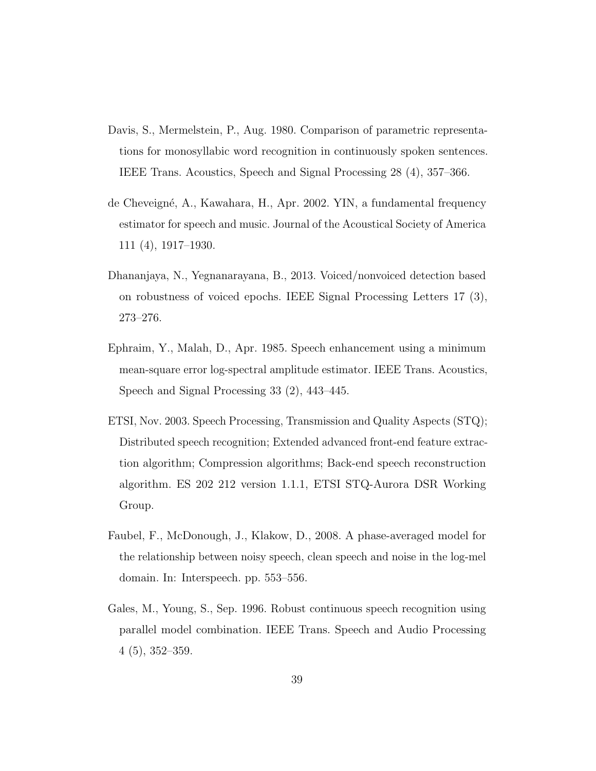Davis, S., Mermelstein, P., Aug. 1980. Comparison of parametric representations for monosyllabic word recognition in continuously spoken sentences. IEEE Trans. Acoustics, Speech and Signal Processing 28 (4), 357–366.

de Cheveigné, A., Kawahara, H., Apr. 2002. YIN, a fundamental frequency estimator for speech and music. Journal of the Acoustical Society of America 111 (4), 1917–1930.

Dhananjaya, N., Yegnanarayana, B., 2013. Voiced/nonvoiced detection based on robustness of voiced epochs. IEEE Signal Processing Letters 17 (3), 273–276.

Ephraim, Y., Malah, D., Apr. 1985. Speech enhancement using a minimum mean-square error log-spectral amplitude estimator. IEEE Trans. Acoustics, Speech and Signal Processing 33 (2), 443–445.

ETSI, Nov. 2003. Speech Processing, Transmission and Quality Aspects (STQ); Distributed speech recognition; Extended advanced front-end feature extraction algorithm; Compression algorithms; Back-end speech reconstruction algorithm. ES 202 212 version 1.1.1, ETSI STQ-Aurora DSR Working Group.

Faubel, F., McDonough, J., Klakow, D., 2008. A phase-averaged model for the relationship between noisy speech, clean speech and noise in the log-mel domain. In: Interspeech. pp. 553–556.

Gales, M., Young, S., Sep. 1996. Robust continuous speech recognition using parallel model combination. IEEE Trans. Speech and Audio Processing 4 (5), 352–359.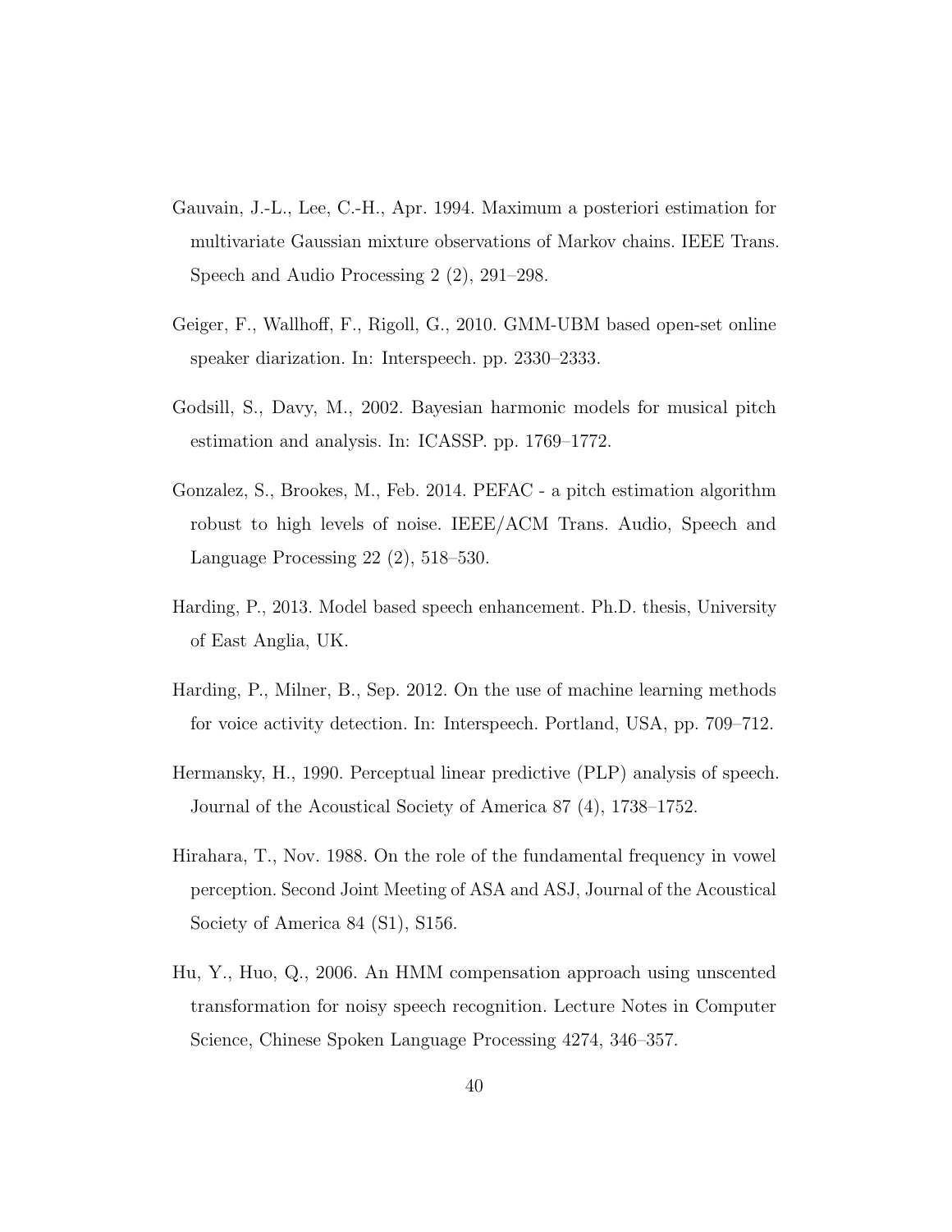Gauvain, J.-L., Lee, C.-H., Apr. 1994. Maximum a posteriori estimation for multivariate Gaussian mixture observations of Markov chains. IEEE Trans. Speech and Audio Processing 2 (2), 291–298.

Geiger, F., Wallhoff, F., Rigoll, G., 2010. GMM-UBM based open-set online speaker diarization. In: Interspeech. pp. 2330–2333.

Godsill, S., Davy, M., 2002. Bayesian harmonic models for musical pitch estimation and analysis. In: ICASSP. pp. 1769–1772.

Gonzalez, S., Brookes, M., Feb. 2014. PEFAC - a pitch estimation algorithm robust to high levels of noise. IEEE/ACM Trans. Audio, Speech and Language Processing 22 (2), 518–530.

Harding, P., 2013. Model based speech enhancement. Ph.D. thesis, University of East Anglia, UK.

Harding, P., Milner, B., Sep. 2012. On the use of machine learning methods for voice activity detection. In: Interspeech. Portland, USA, pp. 709–712.

Hermansky, H., 1990. Perceptual linear predictive (PLP) analysis of speech. Journal of the Acoustical Society of America 87 (4), 1738–1752.

Hirahara, T., Nov. 1988. On the role of the fundamental frequency in vowel perception. Second Joint Meeting of ASA and ASJ, Journal of the Acoustical Society of America 84 (S1), S156.

Hu, Y., Huo, Q., 2006. An HMM compensation approach using unscented transformation for noisy speech recognition. Lecture Notes in Computer Science, Chinese Spoken Language Processing 4274, 346–357.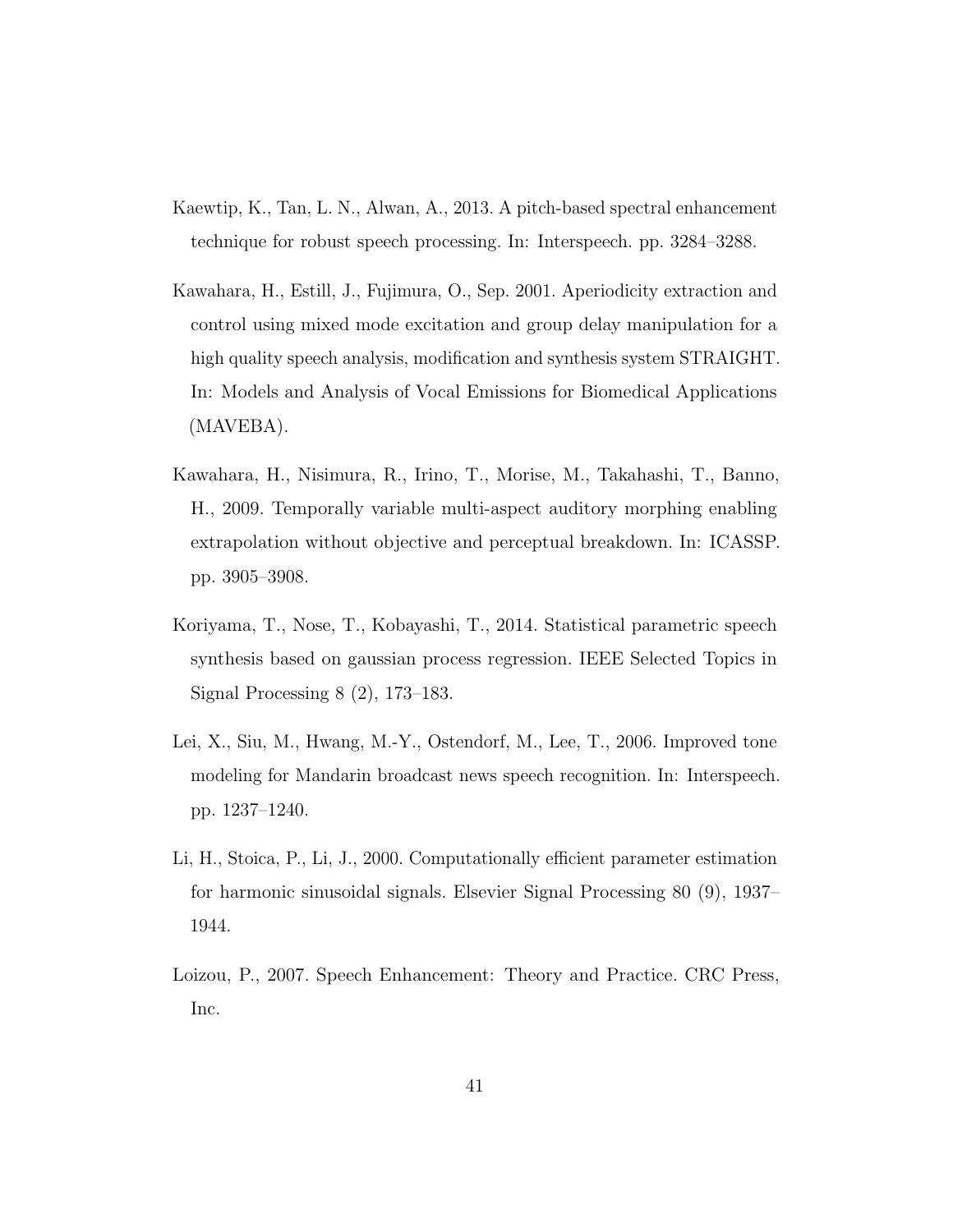Kaewtip, K., Tan, L. N., Alwan, A., 2013. A pitch-based spectral enhancement technique for robust speech processing. In: Interspeech. pp. 3284–3288.

Kawahara, H., Estill, J., Fujimura, O., Sep. 2001. Aperiodicity extraction and control using mixed mode excitation and group delay manipulation for a high quality speech analysis, modification and synthesis system STRAIGHT. In: Models and Analysis of Vocal Emissions for Biomedical Applications (MAVEBA).

Kawahara, H., Nisimura, R., Irino, T., Morise, M., Takahashi, T., Banno, H., 2009. Temporally variable multi-aspect auditory morphing enabling extrapolation without objective and perceptual breakdown. In: ICASSP. pp. 3905–3908.

Koriyama, T., Nose, T., Kobayashi, T., 2014. Statistical parametric speech synthesis based on gaussian process regression. IEEE Selected Topics in Signal Processing 8 (2), 173–183.

Lei, X., Siu, M., Hwang, M.-Y., Ostendorf, M., Lee, T., 2006. Improved tone modeling for Mandarin broadcast news speech recognition. In: Interspeech. pp. 1237–1240.

Li, H., Stoica, P., Li, J., 2000. Computationally efficient parameter estimation for harmonic sinusoidal signals. Elsevier Signal Processing 80 (9), 1937–1944.

Loizou, P., 2007. Speech Enhancement: Theory and Practice. CRC Press, Inc.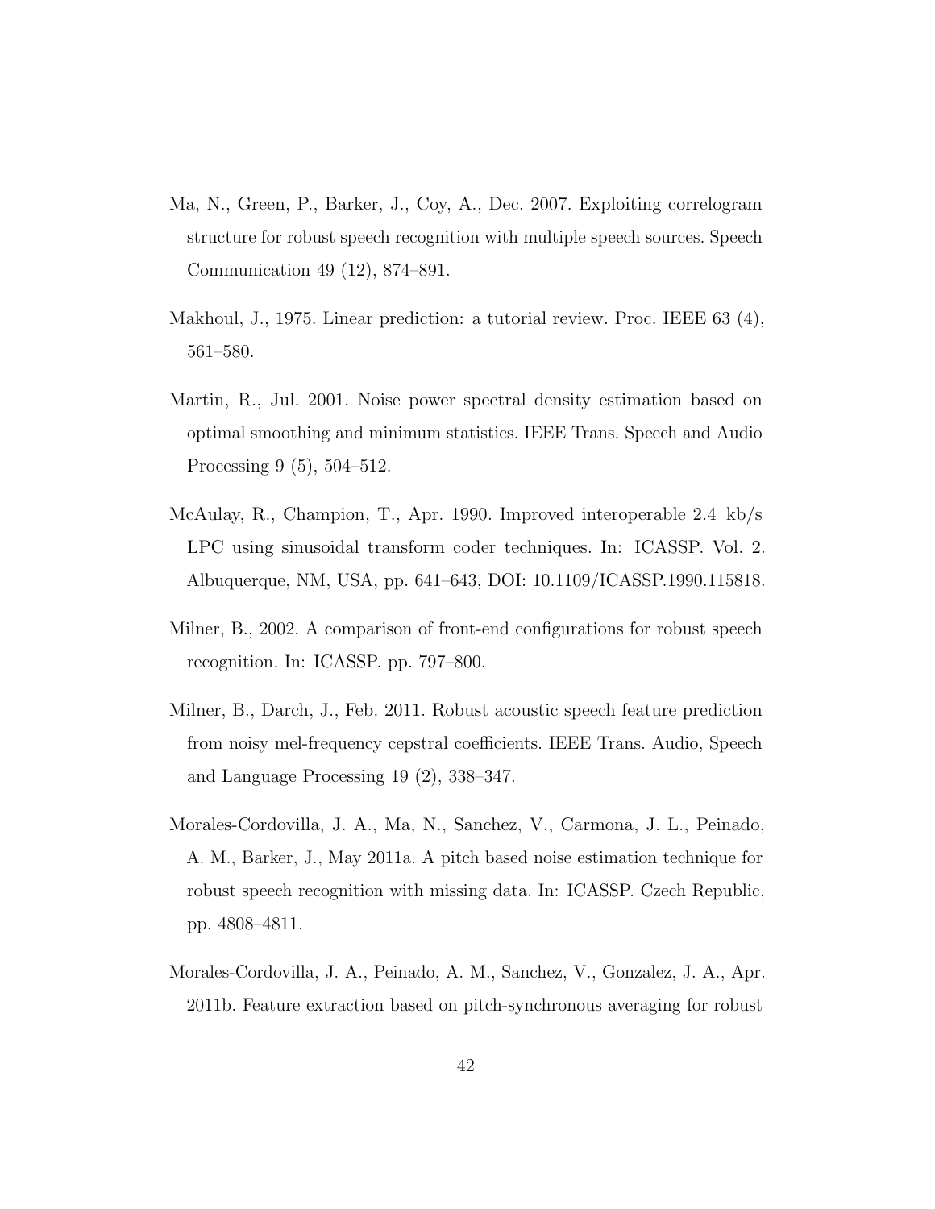Ma, N., Green, P., Barker, J., Coy, A., Dec. 2007. Exploiting correlogram structure for robust speech recognition with multiple speech sources. Speech Communication 49 (12), 874–891.

Makhoul, J., 1975. Linear prediction: a tutorial review. Proc. IEEE 63 (4), 561–580.

Martin, R., Jul. 2001. Noise power spectral density estimation based on optimal smoothing and minimum statistics. IEEE Trans. Speech and Audio Processing 9 (5), 504–512.

McAulay, R., Champion, T., Apr. 1990. Improved interoperable 2.4 kb/s LPC using sinusoidal transform coder techniques. In: ICASSP. Vol. 2. Albuquerque, NM, USA, pp. 641–643, DOI: 10.1109/ICASSP.1990.115818.

Milner, B., 2002. A comparison of front-end configurations for robust speech recognition. In: ICASSP. pp. 797–800.

Milner, B., Darch, J., Feb. 2011. Robust acoustic speech feature prediction from noisy mel-frequency cepstral coefficients. IEEE Trans. Audio, Speech and Language Processing 19 (2), 338–347.

Morales-Cordovilla, J. A., Ma, N., Sanchez, V., Carmona, J. L., Peinado, A. M., Barker, J., May 2011a. A pitch based noise estimation technique for robust speech recognition with missing data. In: ICASSP. Czech Republic, pp. 4808–4811.

Morales-Cordovilla, J. A., Peinado, A. M., Sanchez, V., Gonzalez, J. A., Apr. 2011b. Feature extraction based on pitch-synchronous averaging for robust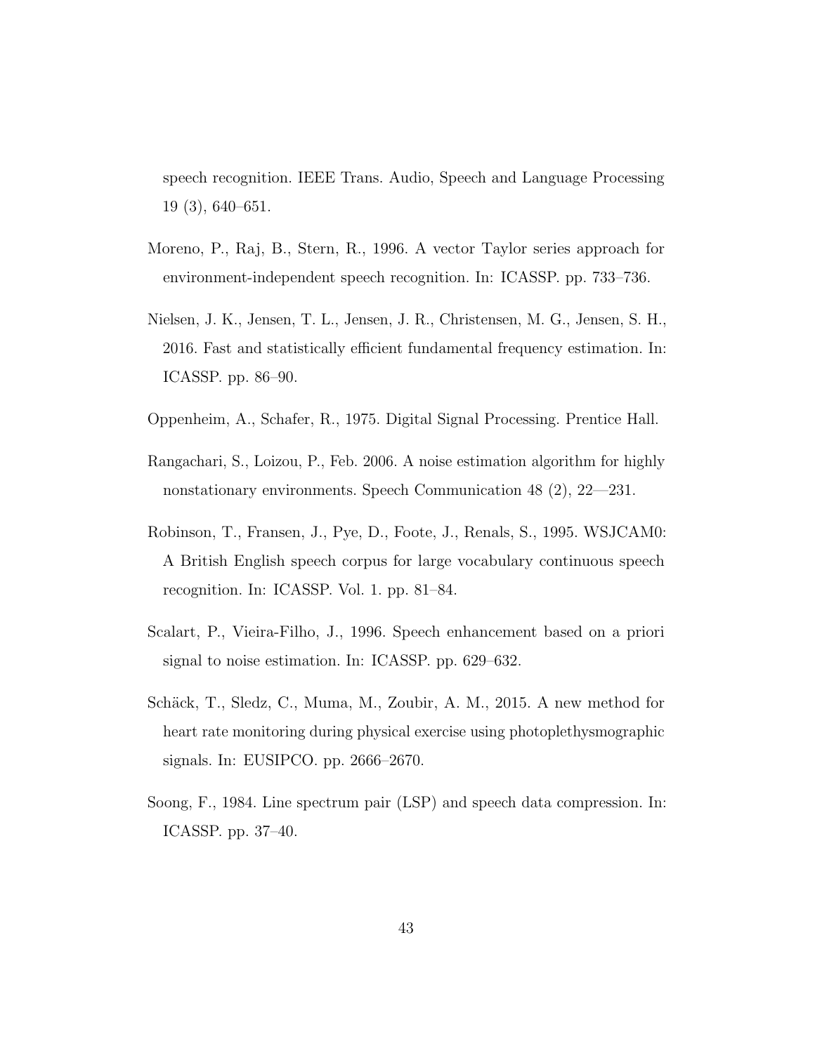speech recognition. IEEE Trans. Audio, Speech and Language Processing 19 (3), 640–651.

Moreno, P., Raj, B., Stern, R., 1996. A vector Taylor series approach for environment-independent speech recognition. In: ICASSP. pp. 733–736.

Nielsen, J. K., Jensen, T. L., Jensen, J. R., Christensen, M. G., Jensen, S. H., 2016. Fast and statistically efficient fundamental frequency estimation. In: ICASSP. pp. 86–90.

Oppenheim, A., Schafer, R., 1975. Digital Signal Processing. Prentice Hall.

Rangachari, S., Loizou, P., Feb. 2006. A noise estimation algorithm for highly nonstationary environments. Speech Communication 48 (2), 22—231.

Robinson, T., Fransen, J., Pye, D., Foote, J., Renals, S., 1995. WSJCAM0: A British English speech corpus for large vocabulary continuous speech recognition. In: ICASSP. Vol. 1. pp. 81–84.

Scalart, P., Vieira-Filho, J., 1996. Speech enhancement based on a priori signal to noise estimation. In: ICASSP. pp. 629–632.

Schäck, T., Sledz, C., Muma, M., Zoubir, A. M., 2015. A new method for heart rate monitoring during physical exercise using photoplethysmographic signals. In: EUSIPCO. pp. 2666–2670.

Soong, F., 1984. Line spectrum pair (LSP) and speech data compression. In: ICASSP. pp. 37–40.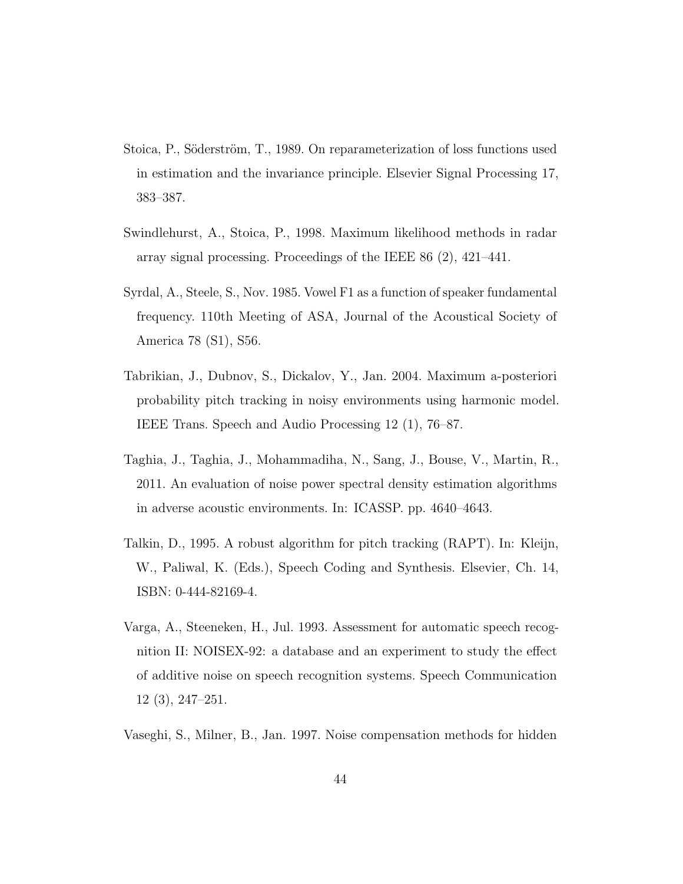Stoica, P., Söderström, T., 1989. On reparameterization of loss functions used in estimation and the invariance principle. Elsevier Signal Processing 17, 383–387.

Swindlehurst, A., Stoica, P., 1998. Maximum likelihood methods in radar array signal processing. Proceedings of the IEEE 86 (2), 421–441.

Syrdal, A., Steele, S., Nov. 1985. Vowel F1 as a function of speaker fundamental frequency. 110th Meeting of ASA, Journal of the Acoustical Society of America 78 (S1), S56.

Tabrikian, J., Dubnov, S., Dickalov, Y., Jan. 2004. Maximum a-posteriori probability pitch tracking in noisy environments using harmonic model. IEEE Trans. Speech and Audio Processing 12 (1), 76–87.

Taghia, J., Taghia, J., Mohammadiha, N., Sang, J., Bouse, V., Martin, R., 2011. An evaluation of noise power spectral density estimation algorithms in adverse acoustic environments. In: ICASSP. pp. 4640–4643.

Talkin, D., 1995. A robust algorithm for pitch tracking (RAPT). In: Kleijn, W., Paliwal, K. (Eds.), Speech Coding and Synthesis. Elsevier, Ch. 14, ISBN: 0-444-82169-4.

Varga, A., Steeneken, H., Jul. 1993. Assessment for automatic speech recognition II: NOISEX-92: a database and an experiment to study the effect of additive noise on speech recognition systems. Speech Communication 12 (3), 247–251.

Vaseghi, S., Milner, B., Jan. 1997. Noise compensation methods for hidden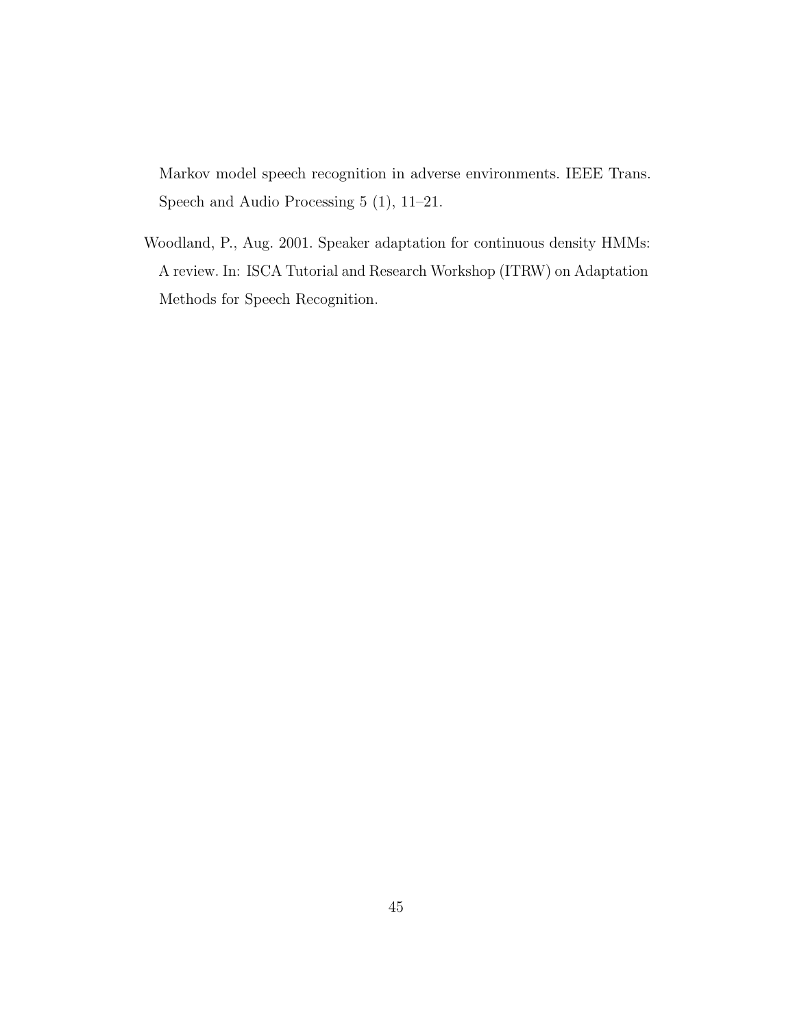Markov model speech recognition in adverse environments. IEEE Trans. Speech and Audio Processing 5 (1), 11–21.

Woodland, P., Aug. 2001. Speaker adaptation for continuous density HMMs: A review. In: ISCA Tutorial and Research Workshop (ITRW) on Adaptation Methods for Speech Recognition.